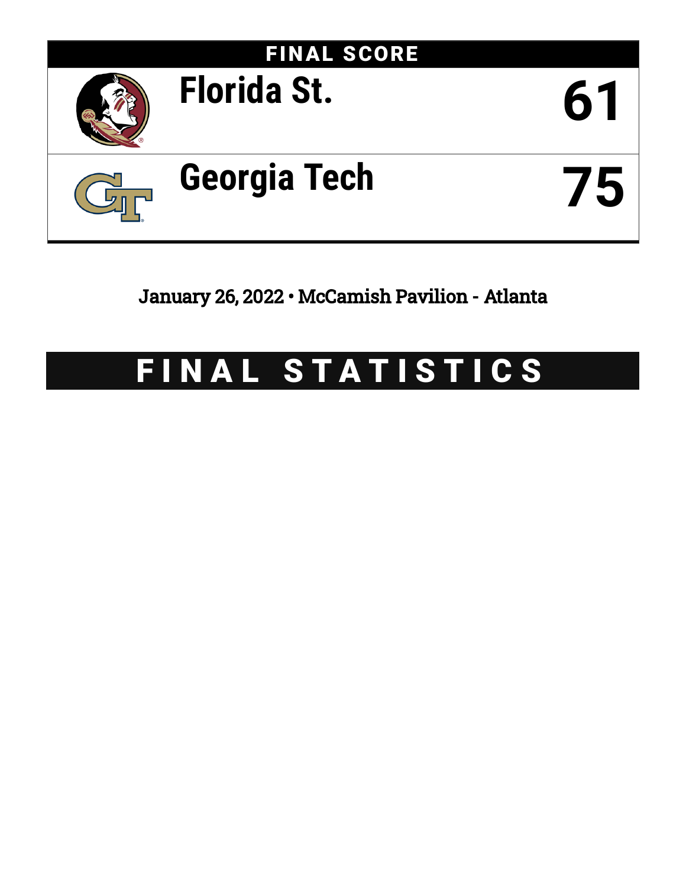# FINAL SCORE

| | |
|---|---|
| Florida St. | 61 |
| Georgia Tech | 75 |

January 26, 2022 • McCamish Pavilion - Atlanta

# FINAL STATISTICS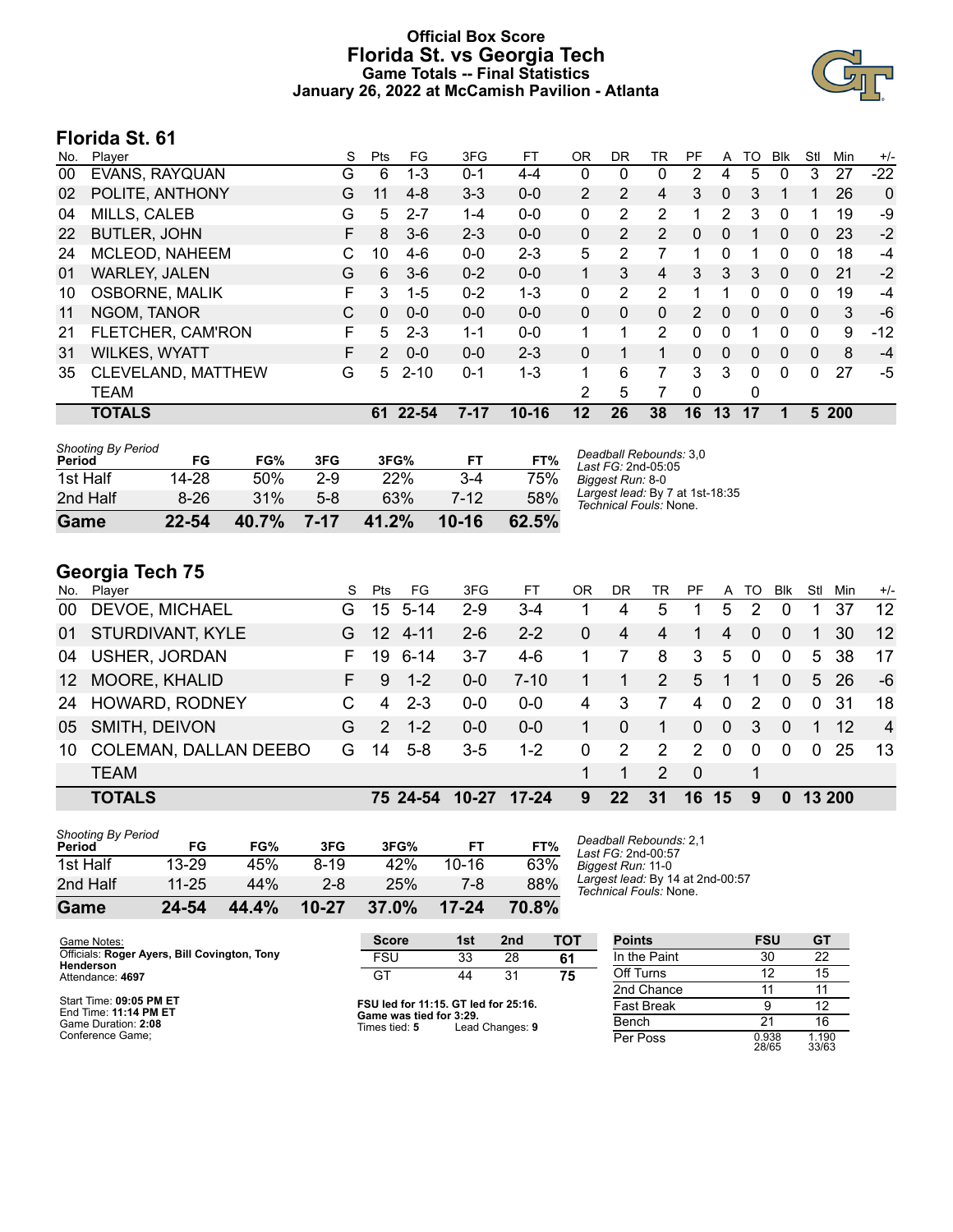# Official Box Score
# Florida St. vs Georgia Tech
### Game Totals -- Final Statistics
### January 26, 2022 at McCamish Pavilion - Atlanta

## Florida St. 61

| No. | Player | S | Pts | FG | 3FG | FT | OR | DR | TR | PF | A | TO | Blk | Stl | Min | +/- |
|---|---|---|---|---|---|---|---|---|---|---|---|---|---|---|---|---|
| 00 | EVANS, RAYQUAN | G | 6 | 1-3 | 0-1 | 4-4 | 0 | 0 | 0 | 2 | 4 | 5 | 0 | 3 | 27 | -22 |
| 02 | POLITE, ANTHONY | G | 11 | 4-8 | 3-3 | 0-0 | 2 | 2 | 4 | 3 | 0 | 3 | 1 | 1 | 26 | 0 |
| 04 | MILLS, CALEB | G | 5 | 2-7 | 1-4 | 0-0 | 0 | 2 | 2 | 1 | 2 | 3 | 0 | 1 | 19 | -9 |
| 22 | BUTLER, JOHN | F | 8 | 3-6 | 2-3 | 0-0 | 0 | 2 | 2 | 0 | 0 | 1 | 0 | 0 | 23 | -2 |
| 24 | MCLEOD, NAHEEM | C | 10 | 4-6 | 0-0 | 2-3 | 5 | 2 | 7 | 1 | 0 | 1 | 0 | 0 | 18 | -4 |
| 01 | WARLEY, JALEN | G | 6 | 3-6 | 0-2 | 0-0 | 1 | 3 | 4 | 3 | 3 | 3 | 0 | 0 | 21 | -2 |
| 10 | OSBORNE, MALIK | F | 3 | 1-5 | 0-2 | 1-3 | 0 | 2 | 2 | 1 | 1 | 0 | 0 | 0 | 19 | -4 |
| 11 | NGOM, TANOR | C | 0 | 0-0 | 0-0 | 0-0 | 0 | 0 | 0 | 2 | 0 | 0 | 0 | 0 | 3 | -6 |
| 21 | FLETCHER, CAM'RON | F | 5 | 2-3 | 1-1 | 0-0 | 1 | 1 | 2 | 0 | 0 | 1 | 0 | 0 | 9 | -12 |
| 31 | WILKES, WYATT | F | 2 | 0-0 | 0-0 | 2-3 | 0 | 1 | 1 | 0 | 0 | 0 | 0 | 0 | 8 | -4 |
| 35 | CLEVELAND, MATTHEW | G | 5 | 2-10 | 0-1 | 1-3 | 1 | 6 | 7 | 3 | 3 | 0 | 0 | 0 | 27 | -5 |
| | TEAM | | | | | | 2 | 5 | 7 | 0 | | 0 | | | | |
| | **TOTALS** | | **61** | **22-54** | **7-17** | **10-16** | **12** | **26** | **38** | **16** | **13** | **17** | **1** | **5** | **200** | |

| Shooting By Period Period | FG | FG% | 3FG | 3FG% | FT | FT% |
|---|---|---|---|---|---|---|
| 1st Half | 14-28 | 50% | 2-9 | 22% | 3-4 | 75% |
| 2nd Half | 8-26 | 31% | 5-8 | 63% | 7-12 | 58% |
| **Game** | **22-54** | **40.7%** | **7-17** | **41.2%** | **10-16** | **62.5%** |

*Deadball Rebounds:* 3,0
*Last FG:* 2nd-05:05
*Biggest Run:* 8-0
*Largest lead:* By 7 at 1st-18:35
*Technical Fouls:* None.

## Georgia Tech 75

| No. | Player | S | Pts | FG | 3FG | FT | OR | DR | TR | PF | A | TO | Blk | Stl | Min | +/- |
|---|---|---|---|---|---|---|---|---|---|---|---|---|---|---|---|---|
| 00 | DEVOE, MICHAEL | G | 15 | 5-14 | 2-9 | 3-4 | 1 | 4 | 5 | 1 | 5 | 2 | 0 | 1 | 37 | 12 |
| 01 | STURDIVANT, KYLE | G | 12 | 4-11 | 2-6 | 2-2 | 0 | 4 | 4 | 1 | 4 | 0 | 0 | 1 | 30 | 12 |
| 04 | USHER, JORDAN | F | 19 | 6-14 | 3-7 | 4-6 | 1 | 7 | 8 | 3 | 5 | 0 | 0 | 5 | 38 | 17 |
| 12 | MOORE, KHALID | F | 9 | 1-2 | 0-0 | 7-10 | 1 | 1 | 2 | 5 | 1 | 1 | 0 | 5 | 26 | -6 |
| 24 | HOWARD, RODNEY | C | 4 | 2-3 | 0-0 | 0-0 | 4 | 3 | 7 | 4 | 0 | 2 | 0 | 0 | 31 | 18 |
| 05 | SMITH, DEIVON | G | 2 | 1-2 | 0-0 | 0-0 | 1 | 0 | 1 | 0 | 0 | 3 | 0 | 1 | 12 | 4 |
| 10 | COLEMAN, DALLAN DEEBO | G | 14 | 5-8 | 3-5 | 1-2 | 0 | 2 | 2 | 2 | 0 | 0 | 0 | 0 | 25 | 13 |
| | TEAM | | | | | | 1 | 1 | 2 | 0 | | 1 | | | | |
| | **TOTALS** | | **75** | **24-54** | **10-27** | **17-24** | **9** | **22** | **31** | **16** | **15** | **9** | **0** | **13** | **200** | |

| Shooting By Period Period | FG | FG% | 3FG | 3FG% | FT | FT% |
|---|---|---|---|---|---|---|
| 1st Half | 13-29 | 45% | 8-19 | 42% | 10-16 | 63% |
| 2nd Half | 11-25 | 44% | 2-8 | 25% | 7-8 | 88% |
| **Game** | **24-54** | **44.4%** | **10-27** | **37.0%** | **17-24** | **70.8%** |

*Deadball Rebounds:* 2,1
*Last FG:* 2nd-00:57
*Biggest Run:* 11-0
*Largest lead:* By 14 at 2nd-00:57
*Technical Fouls:* None.

Game Notes:
Officials: **Roger Ayers, Bill Covington, Tony Henderson**
Attendance: **4697**

Start Time: **09:05 PM ET**
End Time: **11:14 PM ET**
Game Duration: **2:08**
Conference Game;

| Score | 1st | 2nd | TOT |
|---|---|---|---|
| FSU | 33 | 28 | **61** |
| GT | 44 | 31 | **75** |

**FSU led for 11:15. GT led for 25:16.**
**Game was tied for 3:29.**
Times tied: **5** Lead Changes: **9**

| Points | FSU | GT |
|---|---|---|
| In the Paint | 30 | 22 |
| Off Turns | 12 | 15 |
| 2nd Chance | 11 | 11 |
| Fast Break | 9 | 12 |
| Bench | 21 | 16 |
| Per Poss | 0.938 28/65 | 1.190 33/63 |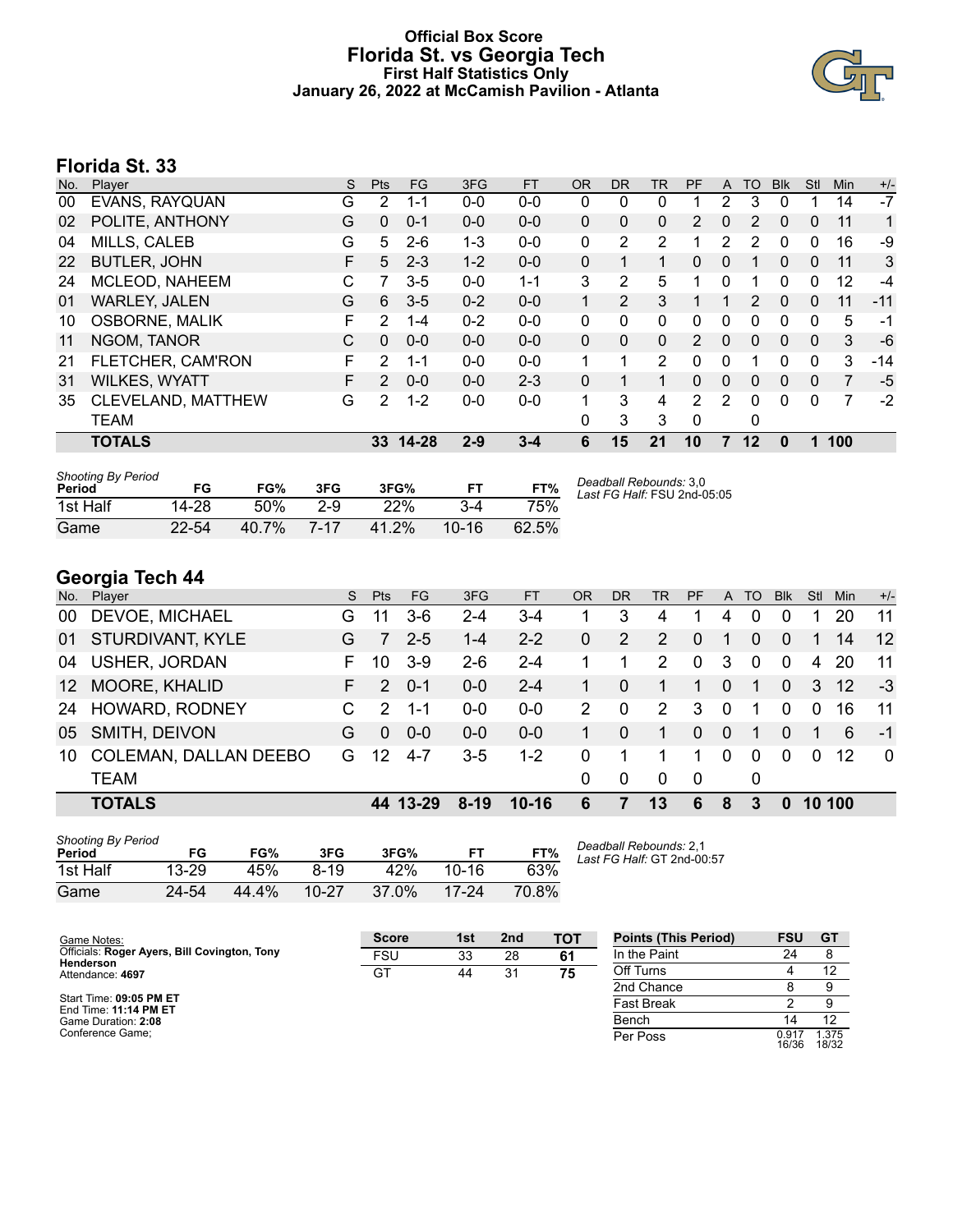# Official Box Score
## Florida St. vs Georgia Tech
### First Half Statistics Only
### January 26, 2022 at McCamish Pavilion - Atlanta

## Florida St. 33

| No. | Player | S | Pts | FG | 3FG | FT | OR | DR | TR | PF | A | TO | Blk | Stl | Min | +/- |
|---|---|---|---|---|---|---|---|---|---|---|---|---|---|---|---|---|
| 00 | EVANS, RAYQUAN | G | 2 | 1-1 | 0-0 | 0-0 | 0 | 0 | 0 | 1 | 2 | 3 | 0 | 1 | 14 | -7 |
| 02 | POLITE, ANTHONY | G | 0 | 0-1 | 0-0 | 0-0 | 0 | 0 | 0 | 2 | 0 | 2 | 0 | 0 | 11 | 1 |
| 04 | MILLS, CALEB | G | 5 | 2-6 | 1-3 | 0-0 | 0 | 2 | 2 | 1 | 2 | 2 | 0 | 0 | 16 | -9 |
| 22 | BUTLER, JOHN | F | 5 | 2-3 | 1-2 | 0-0 | 0 | 1 | 1 | 0 | 0 | 1 | 0 | 0 | 11 | 3 |
| 24 | MCLEOD, NAHEEM | C | 7 | 3-5 | 0-0 | 1-1 | 3 | 2 | 5 | 1 | 0 | 1 | 0 | 0 | 12 | -4 |
| 01 | WARLEY, JALEN | G | 6 | 3-5 | 0-2 | 0-0 | 1 | 2 | 3 | 1 | 1 | 2 | 0 | 0 | 11 | -11 |
| 10 | OSBORNE, MALIK | F | 2 | 1-4 | 0-2 | 0-0 | 0 | 0 | 0 | 0 | 0 | 0 | 0 | 0 | 5 | -1 |
| 11 | NGOM, TANOR | C | 0 | 0-0 | 0-0 | 0-0 | 0 | 0 | 0 | 2 | 0 | 0 | 0 | 0 | 3 | -6 |
| 21 | FLETCHER, CAM'RON | F | 2 | 1-1 | 0-0 | 0-0 | 1 | 1 | 2 | 0 | 0 | 1 | 0 | 0 | 3 | -14 |
| 31 | WILKES, WYATT | F | 2 | 0-0 | 0-0 | 2-3 | 0 | 1 | 1 | 0 | 0 | 0 | 0 | 0 | 7 | -5 |
| 35 | CLEVELAND, MATTHEW | G | 2 | 1-2 | 0-0 | 0-0 | 1 | 3 | 4 | 2 | 2 | 0 | 0 | 0 | 7 | -2 |
| | TEAM | | | | | | 0 | 3 | 3 | 0 | | 0 | | | | |
| | **TOTALS** | | **33** | **14-28** | **2-9** | **3-4** | **6** | **15** | **21** | **10** | **7** | **12** | **0** | **1** | **100** | |

| Shooting By Period Period | FG | FG% | 3FG | 3FG% | FT | FT% |
|---|---|---|---|---|---|---|
| 1st Half | 14-28 | 50% | 2-9 | 22% | 3-4 | 75% |
| Game | 22-54 | 40.7% | 7-17 | 41.2% | 10-16 | 62.5% |

*Deadball Rebounds:* 3,0
*Last FG Half:* FSU 2nd-05:05

## Georgia Tech 44

| No. | Player | S | Pts | FG | 3FG | FT | OR | DR | TR | PF | A | TO | Blk | Stl | Min | +/- |
|---|---|---|---|---|---|---|---|---|---|---|---|---|---|---|---|---|
| 00 | DEVOE, MICHAEL | G | 11 | 3-6 | 2-4 | 3-4 | 1 | 3 | 4 | 1 | 4 | 0 | 0 | 1 | 20 | 11 |
| 01 | STURDIVANT, KYLE | G | 7 | 2-5 | 1-4 | 2-2 | 0 | 2 | 2 | 0 | 1 | 0 | 0 | 1 | 14 | 12 |
| 04 | USHER, JORDAN | F | 10 | 3-9 | 2-6 | 2-4 | 1 | 1 | 2 | 0 | 3 | 0 | 0 | 4 | 20 | 11 |
| 12 | MOORE, KHALID | F | 2 | 0-1 | 0-0 | 2-4 | 1 | 0 | 1 | 1 | 0 | 1 | 0 | 3 | 12 | -3 |
| 24 | HOWARD, RODNEY | C | 2 | 1-1 | 0-0 | 0-0 | 2 | 0 | 2 | 3 | 0 | 1 | 0 | 0 | 16 | 11 |
| 05 | SMITH, DEIVON | G | 0 | 0-0 | 0-0 | 0-0 | 1 | 0 | 1 | 0 | 0 | 1 | 0 | 1 | 6 | -1 |
| 10 | COLEMAN, DALLAN DEEBO | G | 12 | 4-7 | 3-5 | 1-2 | 0 | 1 | 1 | 1 | 0 | 0 | 0 | 0 | 12 | 0 |
| | TEAM | | | | | | 0 | 0 | 0 | 0 | | 0 | | | | |
| | **TOTALS** | | **44** | **13-29** | **8-19** | **10-16** | **6** | **7** | **13** | **6** | **8** | **3** | **0** | **10** | **100** | |

| Shooting By Period Period | FG | FG% | 3FG | 3FG% | FT | FT% |
|---|---|---|---|---|---|---|
| 1st Half | 13-29 | 45% | 8-19 | 42% | 10-16 | 63% |
| Game | 24-54 | 44.4% | 10-27 | 37.0% | 17-24 | 70.8% |

*Deadball Rebounds:* 2,1
*Last FG Half:* GT 2nd-00:57

Game Notes:
Officials: **Roger Ayers, Bill Covington, Tony Henderson**
Attendance: **4697**

Start Time: **09:05 PM ET**
End Time: **11:14 PM ET**
Game Duration: **2:08**
Conference Game;

| Score | 1st | 2nd | TOT |
|---|---|---|---|
| FSU | 33 | 28 | **61** |
| GT | 44 | 31 | **75** |

| Points (This Period) | FSU | GT |
|---|---|---|
| In the Paint | 24 | 8 |
| Off Turns | 4 | 12 |
| 2nd Chance | 8 | 9 |
| Fast Break | 2 | 9 |
| Bench | 14 | 12 |
| Per Poss | 0.917 16/36 | 1.375 18/32 |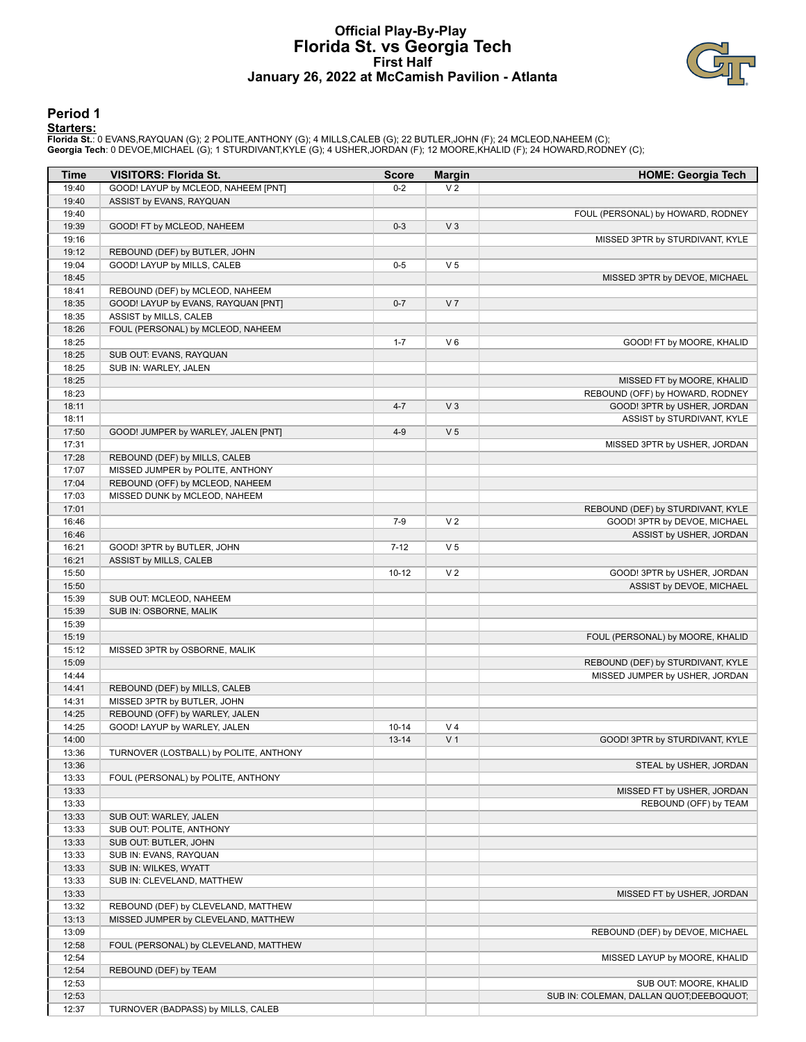# Official Play-By-Play
## Florida St. vs Georgia Tech
### First Half
### January 26, 2022 at McCamish Pavilion - Atlanta

### Period 1

**Starters:**

**Florida St.**: 0 EVANS,RAYQUAN (G); 2 POLITE,ANTHONY (G); 4 MILLS,CALEB (G); 22 BUTLER,JOHN (F); 24 MCLEOD,NAHEEM (C);
**Georgia Tech**: 0 DEVOE,MICHAEL (G); 1 STURDIVANT,KYLE (G); 4 USHER,JORDAN (F); 12 MOORE,KHALID (F); 24 HOWARD,RODNEY (C);

| Time | VISITORS: Florida St. | Score | Margin | HOME: Georgia Tech |
|---|---|---|---|---|
| 19:40 | GOOD! LAYUP by MCLEOD, NAHEEM [PNT] | 0-2 | V 2 | |
| 19:40 | ASSIST by EVANS, RAYQUAN | | | |
| 19:40 | | | | FOUL (PERSONAL) by HOWARD, RODNEY |
| 19:39 | GOOD! FT by MCLEOD, NAHEEM | 0-3 | V 3 | |
| 19:16 | | | | MISSED 3PTR by STURDIVANT, KYLE |
| 19:12 | REBOUND (DEF) by BUTLER, JOHN | | | |
| 19:04 | GOOD! LAYUP by MILLS, CALEB | 0-5 | V 5 | |
| 18:45 | | | | MISSED 3PTR by DEVOE, MICHAEL |
| 18:41 | REBOUND (DEF) by MCLEOD, NAHEEM | | | |
| 18:35 | GOOD! LAYUP by EVANS, RAYQUAN [PNT] | 0-7 | V 7 | |
| 18:35 | ASSIST by MILLS, CALEB | | | |
| 18:26 | FOUL (PERSONAL) by MCLEOD, NAHEEM | | | |
| 18:25 | | 1-7 | V 6 | GOOD! FT by MOORE, KHALID |
| 18:25 | SUB OUT: EVANS, RAYQUAN | | | |
| 18:25 | SUB IN: WARLEY, JALEN | | | |
| 18:25 | | | | MISSED FT by MOORE, KHALID |
| 18:23 | | | | REBOUND (OFF) by HOWARD, RODNEY |
| 18:11 | | 4-7 | V 3 | GOOD! 3PTR by USHER, JORDAN |
| 18:11 | | | | ASSIST by STURDIVANT, KYLE |
| 17:50 | GOOD! JUMPER by WARLEY, JALEN [PNT] | 4-9 | V 5 | |
| 17:31 | | | | MISSED 3PTR by USHER, JORDAN |
| 17:28 | REBOUND (DEF) by MILLS, CALEB | | | |
| 17:07 | MISSED JUMPER by POLITE, ANTHONY | | | |
| 17:04 | REBOUND (OFF) by MCLEOD, NAHEEM | | | |
| 17:03 | MISSED DUNK by MCLEOD, NAHEEM | | | |
| 17:01 | | | | REBOUND (DEF) by STURDIVANT, KYLE |
| 16:46 | | 7-9 | V 2 | GOOD! 3PTR by DEVOE, MICHAEL |
| 16:46 | | | | ASSIST by USHER, JORDAN |
| 16:21 | GOOD! 3PTR by BUTLER, JOHN | 7-12 | V 5 | |
| 16:21 | ASSIST by MILLS, CALEB | | | |
| 15:50 | | 10-12 | V 2 | GOOD! 3PTR by USHER, JORDAN |
| 15:50 | | | | ASSIST by DEVOE, MICHAEL |
| 15:39 | SUB OUT: MCLEOD, NAHEEM | | | |
| 15:39 | SUB IN: OSBORNE, MALIK | | | |
| 15:39 | | | | |
| 15:19 | | | | FOUL (PERSONAL) by MOORE, KHALID |
| 15:12 | MISSED 3PTR by OSBORNE, MALIK | | | |
| 15:09 | | | | REBOUND (DEF) by STURDIVANT, KYLE |
| 14:44 | | | | MISSED JUMPER by USHER, JORDAN |
| 14:41 | REBOUND (DEF) by MILLS, CALEB | | | |
| 14:31 | MISSED 3PTR by BUTLER, JOHN | | | |
| 14:25 | REBOUND (OFF) by WARLEY, JALEN | | | |
| 14:25 | GOOD! LAYUP by WARLEY, JALEN | 10-14 | V 4 | |
| 14:00 | | 13-14 | V 1 | GOOD! 3PTR by STURDIVANT, KYLE |
| 13:36 | TURNOVER (LOSTBALL) by POLITE, ANTHONY | | | |
| 13:36 | | | | STEAL by USHER, JORDAN |
| 13:33 | FOUL (PERSONAL) by POLITE, ANTHONY | | | |
| 13:33 | | | | MISSED FT by USHER, JORDAN |
| 13:33 | | | | REBOUND (OFF) by TEAM |
| 13:33 | SUB OUT: WARLEY, JALEN | | | |
| 13:33 | SUB OUT: POLITE, ANTHONY | | | |
| 13:33 | SUB OUT: BUTLER, JOHN | | | |
| 13:33 | SUB IN: EVANS, RAYQUAN | | | |
| 13:33 | SUB IN: WILKES, WYATT | | | |
| 13:33 | SUB IN: CLEVELAND, MATTHEW | | | |
| 13:33 | | | | MISSED FT by USHER, JORDAN |
| 13:32 | REBOUND (DEF) by CLEVELAND, MATTHEW | | | |
| 13:13 | MISSED JUMPER by CLEVELAND, MATTHEW | | | |
| 13:09 | | | | REBOUND (DEF) by DEVOE, MICHAEL |
| 12:58 | FOUL (PERSONAL) by CLEVELAND, MATTHEW | | | |
| 12:54 | | | | MISSED LAYUP by MOORE, KHALID |
| 12:54 | REBOUND (DEF) by TEAM | | | |
| 12:53 | | | | SUB OUT: MOORE, KHALID |
| 12:53 | | | | SUB IN: COLEMAN, DALLAN QUOT;DEEBOQUOT; |
| 12:37 | TURNOVER (BADPASS) by MILLS, CALEB | | | |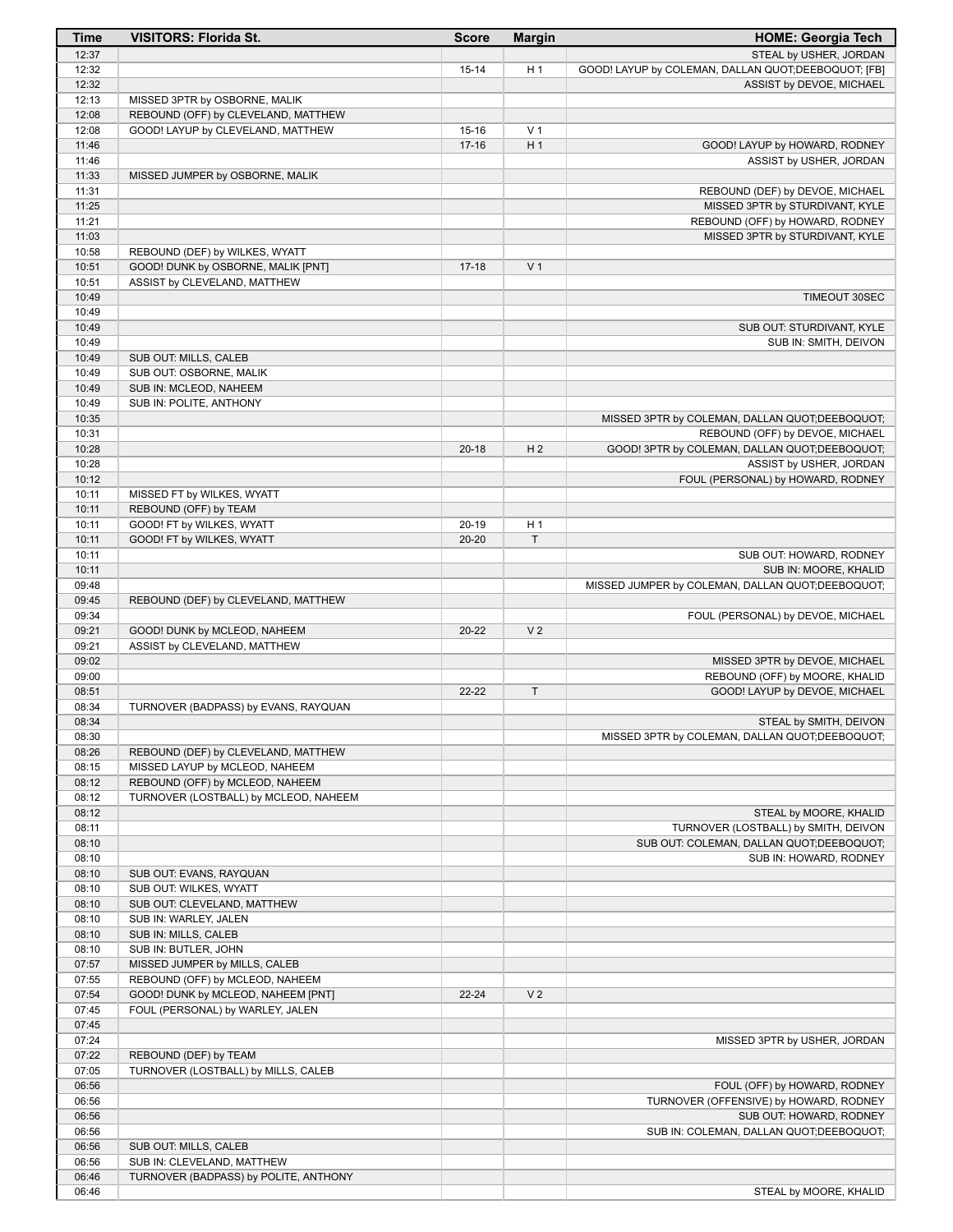| Time | VISITORS: Florida St. | Score | Margin | HOME: Georgia Tech |
|---|---|---|---|---|
| 12:37 | | | | STEAL by USHER, JORDAN |
| 12:32 | | 15-14 | H 1 | GOOD! LAYUP by COLEMAN, DALLAN QUOT;DEEBOQUOT; [FB] |
| 12:32 | | | | ASSIST by DEVOE, MICHAEL |
| 12:13 | MISSED 3PTR by OSBORNE, MALIK | | | |
| 12:08 | REBOUND (OFF) by CLEVELAND, MATTHEW | | | |
| 12:08 | GOOD! LAYUP by CLEVELAND, MATTHEW | 15-16 | V 1 | |
| 11:46 | | 17-16 | H 1 | GOOD! LAYUP by HOWARD, RODNEY |
| 11:46 | | | | ASSIST by USHER, JORDAN |
| 11:33 | MISSED JUMPER by OSBORNE, MALIK | | | |
| 11:31 | | | | REBOUND (DEF) by DEVOE, MICHAEL |
| 11:25 | | | | MISSED 3PTR by STURDIVANT, KYLE |
| 11:21 | | | | REBOUND (OFF) by HOWARD, RODNEY |
| 11:03 | | | | MISSED 3PTR by STURDIVANT, KYLE |
| 10:58 | REBOUND (DEF) by WILKES, WYATT | | | |
| 10:51 | GOOD! DUNK by OSBORNE, MALIK [PNT] | 17-18 | V 1 | |
| 10:51 | ASSIST by CLEVELAND, MATTHEW | | | |
| 10:49 | | | | TIMEOUT 30SEC |
| 10:49 | | | | |
| 10:49 | | | | SUB OUT: STURDIVANT, KYLE |
| 10:49 | | | | SUB IN: SMITH, DEIVON |
| 10:49 | SUB OUT: MILLS, CALEB | | | |
| 10:49 | SUB OUT: OSBORNE, MALIK | | | |
| 10:49 | SUB IN: MCLEOD, NAHEEM | | | |
| 10:49 | SUB IN: POLITE, ANTHONY | | | |
| 10:35 | | | | MISSED 3PTR by COLEMAN, DALLAN QUOT;DEEBOQUOT; |
| 10:31 | | | | REBOUND (OFF) by DEVOE, MICHAEL |
| 10:28 | | 20-18 | H 2 | GOOD! 3PTR by COLEMAN, DALLAN QUOT;DEEBOQUOT; |
| 10:28 | | | | ASSIST by USHER, JORDAN |
| 10:12 | | | | FOUL (PERSONAL) by HOWARD, RODNEY |
| 10:11 | MISSED FT by WILKES, WYATT | | | |
| 10:11 | REBOUND (OFF) by TEAM | | | |
| 10:11 | GOOD! FT by WILKES, WYATT | 20-19 | H 1 | |
| 10:11 | GOOD! FT by WILKES, WYATT | 20-20 | T | |
| 10:11 | | | | SUB OUT: HOWARD, RODNEY |
| 10:11 | | | | SUB IN: MOORE, KHALID |
| 09:48 | | | | MISSED JUMPER by COLEMAN, DALLAN QUOT;DEEBOQUOT; |
| 09:45 | REBOUND (DEF) by CLEVELAND, MATTHEW | | | |
| 09:34 | | | | FOUL (PERSONAL) by DEVOE, MICHAEL |
| 09:21 | GOOD! DUNK by MCLEOD, NAHEEM | 20-22 | V 2 | |
| 09:21 | ASSIST by CLEVELAND, MATTHEW | | | |
| 09:02 | | | | MISSED 3PTR by DEVOE, MICHAEL |
| 09:00 | | | | REBOUND (OFF) by MOORE, KHALID |
| 08:51 | | 22-22 | T | GOOD! LAYUP by DEVOE, MICHAEL |
| 08:34 | TURNOVER (BADPASS) by EVANS, RAYQUAN | | | |
| 08:34 | | | | STEAL by SMITH, DEIVON |
| 08:30 | | | | MISSED 3PTR by COLEMAN, DALLAN QUOT;DEEBOQUOT; |
| 08:26 | REBOUND (DEF) by CLEVELAND, MATTHEW | | | |
| 08:15 | MISSED LAYUP by MCLEOD, NAHEEM | | | |
| 08:12 | REBOUND (OFF) by MCLEOD, NAHEEM | | | |
| 08:12 | TURNOVER (LOSTBALL) by MCLEOD, NAHEEM | | | |
| 08:12 | | | | STEAL by MOORE, KHALID |
| 08:11 | | | | TURNOVER (LOSTBALL) by SMITH, DEIVON |
| 08:10 | | | | SUB OUT: COLEMAN, DALLAN QUOT;DEEBOQUOT; |
| 08:10 | | | | SUB IN: HOWARD, RODNEY |
| 08:10 | SUB OUT: EVANS, RAYQUAN | | | |
| 08:10 | SUB OUT: WILKES, WYATT | | | |
| 08:10 | SUB OUT: CLEVELAND, MATTHEW | | | |
| 08:10 | SUB IN: WARLEY, JALEN | | | |
| 08:10 | SUB IN: MILLS, CALEB | | | |
| 08:10 | SUB IN: BUTLER, JOHN | | | |
| 07:57 | MISSED JUMPER by MILLS, CALEB | | | |
| 07:55 | REBOUND (OFF) by MCLEOD, NAHEEM | | | |
| 07:54 | GOOD! DUNK by MCLEOD, NAHEEM [PNT] | 22-24 | V 2 | |
| 07:45 | FOUL (PERSONAL) by WARLEY, JALEN | | | |
| 07:45 | | | | |
| 07:24 | | | | MISSED 3PTR by USHER, JORDAN |
| 07:22 | REBOUND (DEF) by TEAM | | | |
| 07:05 | TURNOVER (LOSTBALL) by MILLS, CALEB | | | |
| 06:56 | | | | FOUL (OFF) by HOWARD, RODNEY |
| 06:56 | | | | TURNOVER (OFFENSIVE) by HOWARD, RODNEY |
| 06:56 | | | | SUB OUT: HOWARD, RODNEY |
| 06:56 | | | | SUB IN: COLEMAN, DALLAN QUOT;DEEBOQUOT; |
| 06:56 | SUB OUT: MILLS, CALEB | | | |
| 06:56 | SUB IN: CLEVELAND, MATTHEW | | | |
| 06:46 | TURNOVER (BADPASS) by POLITE, ANTHONY | | | |
| 06:46 | | | | STEAL by MOORE, KHALID |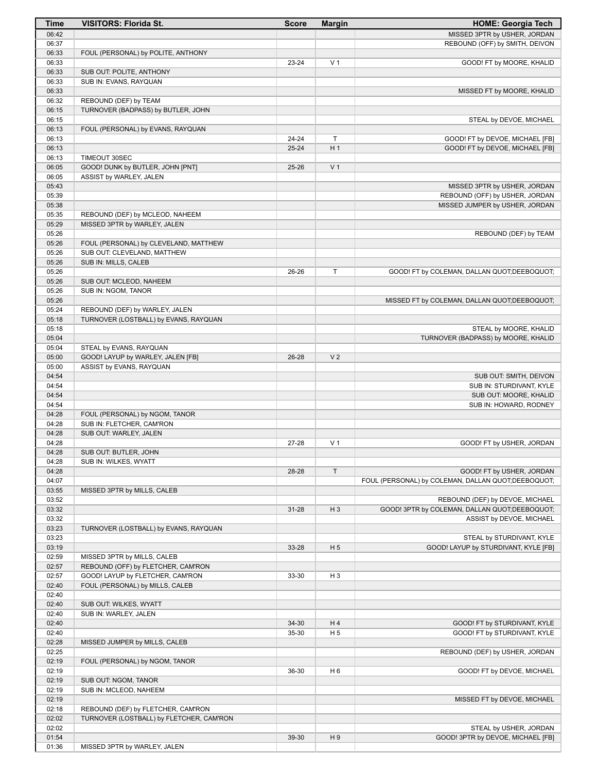| Time | VISITORS: Florida St. | Score | Margin | HOME: Georgia Tech |
|---|---|---|---|---|
| 06:42 | | | | MISSED 3PTR by USHER, JORDAN |
| 06:37 | | | | REBOUND (OFF) by SMITH, DEIVON |
| 06:33 | FOUL (PERSONAL) by POLITE, ANTHONY | | | |
| 06:33 | | 23-24 | V 1 | GOOD! FT by MOORE, KHALID |
| 06:33 | SUB OUT: POLITE, ANTHONY | | | |
| 06:33 | SUB IN: EVANS, RAYQUAN | | | |
| 06:33 | | | | MISSED FT by MOORE, KHALID |
| 06:32 | REBOUND (DEF) by TEAM | | | |
| 06:15 | TURNOVER (BADPASS) by BUTLER, JOHN | | | |
| 06:15 | | | | STEAL by DEVOE, MICHAEL |
| 06:13 | FOUL (PERSONAL) by EVANS, RAYQUAN | | | |
| 06:13 | | 24-24 | T | GOOD! FT by DEVOE, MICHAEL [FB] |
| 06:13 | | 25-24 | H 1 | GOOD! FT by DEVOE, MICHAEL [FB] |
| 06:13 | TIMEOUT 30SEC | | | |
| 06:05 | GOOD! DUNK by BUTLER, JOHN [PNT] | 25-26 | V 1 | |
| 06:05 | ASSIST by WARLEY, JALEN | | | |
| 05:43 | | | | MISSED 3PTR by USHER, JORDAN |
| 05:39 | | | | REBOUND (OFF) by USHER, JORDAN |
| 05:38 | | | | MISSED JUMPER by USHER, JORDAN |
| 05:35 | REBOUND (DEF) by MCLEOD, NAHEEM | | | |
| 05:29 | MISSED 3PTR by WARLEY, JALEN | | | |
| 05:26 | | | | REBOUND (DEF) by TEAM |
| 05:26 | FOUL (PERSONAL) by CLEVELAND, MATTHEW | | | |
| 05:26 | SUB OUT: CLEVELAND, MATTHEW | | | |
| 05:26 | SUB IN: MILLS, CALEB | | | |
| 05:26 | | 26-26 | T | GOOD! FT by COLEMAN, DALLAN QUOT;DEEBOQUOT; |
| 05:26 | SUB OUT: MCLEOD, NAHEEM | | | |
| 05:26 | SUB IN: NGOM, TANOR | | | |
| 05:26 | | | | MISSED FT by COLEMAN, DALLAN QUOT;DEEBOQUOT; |
| 05:24 | REBOUND (DEF) by WARLEY, JALEN | | | |
| 05:18 | TURNOVER (LOSTBALL) by EVANS, RAYQUAN | | | |
| 05:18 | | | | STEAL by MOORE, KHALID |
| 05:04 | | | | TURNOVER (BADPASS) by MOORE, KHALID |
| 05:04 | STEAL by EVANS, RAYQUAN | | | |
| 05:00 | GOOD! LAYUP by WARLEY, JALEN [FB] | 26-28 | V 2 | |
| 05:00 | ASSIST by EVANS, RAYQUAN | | | |
| 04:54 | | | | SUB OUT: SMITH, DEIVON |
| 04:54 | | | | SUB IN: STURDIVANT, KYLE |
| 04:54 | | | | SUB OUT: MOORE, KHALID |
| 04:54 | | | | SUB IN: HOWARD, RODNEY |
| 04:28 | FOUL (PERSONAL) by NGOM, TANOR | | | |
| 04:28 | SUB IN: FLETCHER, CAM'RON | | | |
| 04:28 | SUB OUT: WARLEY, JALEN | | | |
| 04:28 | | 27-28 | V 1 | GOOD! FT by USHER, JORDAN |
| 04:28 | SUB OUT: BUTLER, JOHN | | | |
| 04:28 | SUB IN: WILKES, WYATT | | | |
| 04:28 | | 28-28 | T | GOOD! FT by USHER, JORDAN |
| 04:07 | | | | FOUL (PERSONAL) by COLEMAN, DALLAN QUOT;DEEBOQUOT; |
| 03:55 | MISSED 3PTR by MILLS, CALEB | | | |
| 03:52 | | | | REBOUND (DEF) by DEVOE, MICHAEL |
| 03:32 | | 31-28 | H 3 | GOOD! 3PTR by COLEMAN, DALLAN QUOT;DEEBOQUOT; |
| 03:32 | | | | ASSIST by DEVOE, MICHAEL |
| 03:23 | TURNOVER (LOSTBALL) by EVANS, RAYQUAN | | | |
| 03:23 | | | | STEAL by STURDIVANT, KYLE |
| 03:19 | | 33-28 | H 5 | GOOD! LAYUP by STURDIVANT, KYLE [FB] |
| 02:59 | MISSED 3PTR by MILLS, CALEB | | | |
| 02:57 | REBOUND (OFF) by FLETCHER, CAM'RON | | | |
| 02:57 | GOOD! LAYUP by FLETCHER, CAM'RON | 33-30 | H 3 | |
| 02:40 | FOUL (PERSONAL) by MILLS, CALEB | | | |
| 02:40 | | | | |
| 02:40 | SUB OUT: WILKES, WYATT | | | |
| 02:40 | SUB IN: WARLEY, JALEN | | | |
| 02:40 | | 34-30 | H 4 | GOOD! FT by STURDIVANT, KYLE |
| 02:40 | | 35-30 | H 5 | GOOD! FT by STURDIVANT, KYLE |
| 02:28 | MISSED JUMPER by MILLS, CALEB | | | |
| 02:25 | | | | REBOUND (DEF) by USHER, JORDAN |
| 02:19 | FOUL (PERSONAL) by NGOM, TANOR | | | |
| 02:19 | | 36-30 | H 6 | GOOD! FT by DEVOE, MICHAEL |
| 02:19 | SUB OUT: NGOM, TANOR | | | |
| 02:19 | SUB IN: MCLEOD, NAHEEM | | | |
| 02:19 | | | | MISSED FT by DEVOE, MICHAEL |
| 02:18 | REBOUND (DEF) by FLETCHER, CAM'RON | | | |
| 02:02 | TURNOVER (LOSTBALL) by FLETCHER, CAM'RON | | | |
| 02:02 | | | | STEAL by USHER, JORDAN |
| 01:54 | | 39-30 | H 9 | GOOD! 3PTR by DEVOE, MICHAEL [FB] |
| 01:36 | MISSED 3PTR by WARLEY, JALEN | | | |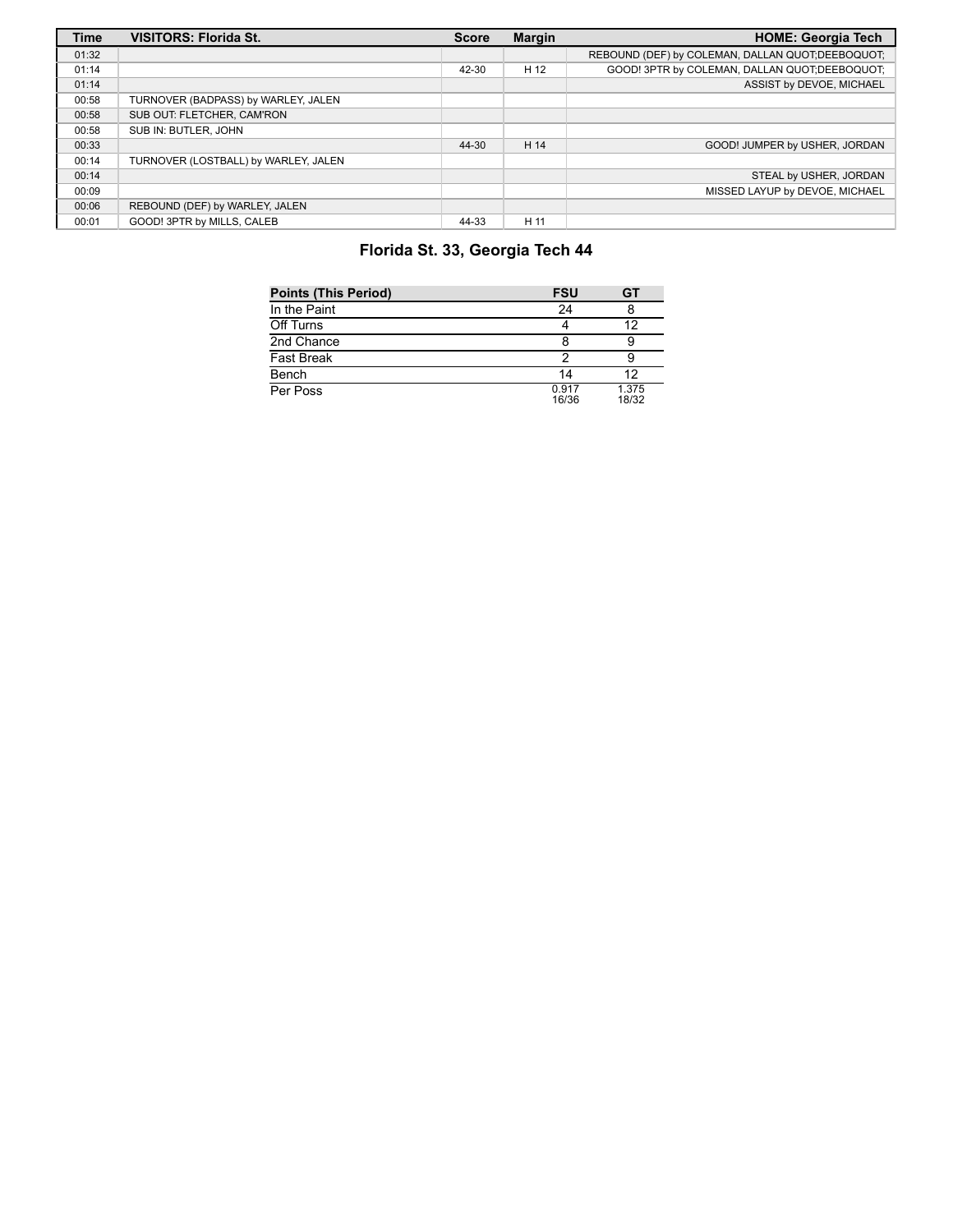| Time | VISITORS: Florida St. | Score | Margin | HOME: Georgia Tech |
|---|---|---|---|---|
| 01:32 | | | | REBOUND (DEF) by COLEMAN, DALLAN QUOT;DEEBOQUOT; |
| 01:14 | | 42-30 | H 12 | GOOD! 3PTR by COLEMAN, DALLAN QUOT;DEEBOQUOT; |
| 01:14 | | | | ASSIST by DEVOE, MICHAEL |
| 00:58 | TURNOVER (BADPASS) by WARLEY, JALEN | | | |
| 00:58 | SUB OUT: FLETCHER, CAM'RON | | | |
| 00:58 | SUB IN: BUTLER, JOHN | | | |
| 00:33 | | 44-30 | H 14 | GOOD! JUMPER by USHER, JORDAN |
| 00:14 | TURNOVER (LOSTBALL) by WARLEY, JALEN | | | |
| 00:14 | | | | STEAL by USHER, JORDAN |
| 00:09 | | | | MISSED LAYUP by DEVOE, MICHAEL |
| 00:06 | REBOUND (DEF) by WARLEY, JALEN | | | |
| 00:01 | GOOD! 3PTR by MILLS, CALEB | 44-33 | H 11 | |

## Florida St. 33, Georgia Tech 44

| Points (This Period) | FSU | GT |
|---|---|---|
| In the Paint | 24 | 8 |
| Off Turns | 4 | 12 |
| 2nd Chance | 8 | 9 |
| Fast Break | 2 | 9 |
| Bench | 14 | 12 |
| Per Poss | 0.917 16/36 | 1.375 18/32 |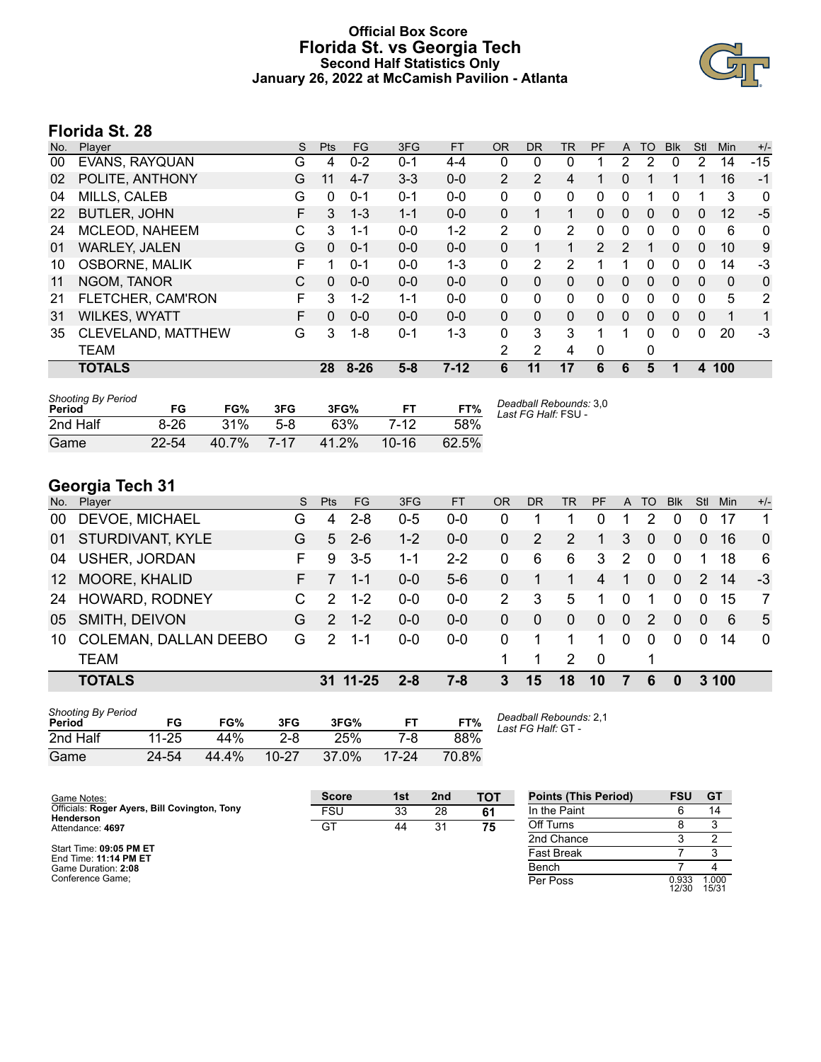# Official Box Score
## Florida St. vs Georgia Tech
### Second Half Statistics Only
### January 26, 2022 at McCamish Pavilion - Atlanta

## Florida St. 28

| No. | Player | S | Pts | FG | 3FG | FT | OR | DR | TR | PF | A | TO | Blk | Stl | Min | +/- |
|---|---|---|---|---|---|---|---|---|---|---|---|---|---|---|---|---|
| 00 | EVANS, RAYQUAN | G | 4 | 0-2 | 0-1 | 4-4 | 0 | 0 | 0 | 1 | 2 | 2 | 0 | 2 | 14 | -15 |
| 02 | POLITE, ANTHONY | G | 11 | 4-7 | 3-3 | 0-0 | 2 | 2 | 4 | 1 | 0 | 1 | 1 | 1 | 16 | -1 |
| 04 | MILLS, CALEB | G | 0 | 0-1 | 0-1 | 0-0 | 0 | 0 | 0 | 0 | 0 | 1 | 0 | 1 | 3 | 0 |
| 22 | BUTLER, JOHN | F | 3 | 1-3 | 1-1 | 0-0 | 0 | 1 | 1 | 0 | 0 | 0 | 0 | 0 | 12 | -5 |
| 24 | MCLEOD, NAHEEM | C | 3 | 1-1 | 0-0 | 1-2 | 2 | 0 | 2 | 0 | 0 | 0 | 0 | 0 | 6 | 0 |
| 01 | WARLEY, JALEN | G | 0 | 0-1 | 0-0 | 0-0 | 0 | 1 | 1 | 2 | 2 | 1 | 0 | 0 | 10 | 9 |
| 10 | OSBORNE, MALIK | F | 1 | 0-1 | 0-0 | 1-3 | 0 | 2 | 2 | 1 | 1 | 0 | 0 | 0 | 14 | -3 |
| 11 | NGOM, TANOR | C | 0 | 0-0 | 0-0 | 0-0 | 0 | 0 | 0 | 0 | 0 | 0 | 0 | 0 | 0 | 0 |
| 21 | FLETCHER, CAM'RON | F | 3 | 1-2 | 1-1 | 0-0 | 0 | 0 | 0 | 0 | 0 | 0 | 0 | 0 | 5 | 2 |
| 31 | WILKES, WYATT | F | 0 | 0-0 | 0-0 | 0-0 | 0 | 0 | 0 | 0 | 0 | 0 | 0 | 0 | 1 | 1 |
| 35 | CLEVELAND, MATTHEW | G | 3 | 1-8 | 0-1 | 1-3 | 0 | 3 | 3 | 1 | 1 | 0 | 0 | 0 | 20 | -3 |
| | TEAM | | | | | | 2 | 2 | 4 | 0 | | 0 | | | | |
| | **TOTALS** | | **28** | **8-26** | **5-8** | **7-12** | **6** | **11** | **17** | **6** | **6** | **5** | **1** | **4** | **100** | |

*Shooting By Period*

| Period | FG | FG% | 3FG | 3FG% | FT | FT% |
|---|---|---|---|---|---|---|
| 2nd Half | 8-26 | 31% | 5-8 | 63% | 7-12 | 58% |
| Game | 22-54 | 40.7% | 7-17 | 41.2% | 10-16 | 62.5% |

*Deadball Rebounds:* 3,0
*Last FG Half:* FSU -

## Georgia Tech 31

| No. | Player | S | Pts | FG | 3FG | FT | OR | DR | TR | PF | A | TO | Blk | Stl | Min | +/- |
|---|---|---|---|---|---|---|---|---|---|---|---|---|---|---|---|---|
| 00 | DEVOE, MICHAEL | G | 4 | 2-8 | 0-5 | 0-0 | 0 | 1 | 1 | 0 | 1 | 2 | 0 | 0 | 17 | 1 |
| 01 | STURDIVANT, KYLE | G | 5 | 2-6 | 1-2 | 0-0 | 0 | 2 | 2 | 1 | 3 | 0 | 0 | 0 | 16 | 0 |
| 04 | USHER, JORDAN | F | 9 | 3-5 | 1-1 | 2-2 | 0 | 6 | 6 | 3 | 2 | 0 | 0 | 1 | 18 | 6 |
| 12 | MOORE, KHALID | F | 7 | 1-1 | 0-0 | 5-6 | 0 | 1 | 1 | 4 | 1 | 0 | 0 | 2 | 14 | -3 |
| 24 | HOWARD, RODNEY | C | 2 | 1-2 | 0-0 | 0-0 | 2 | 3 | 5 | 1 | 0 | 1 | 0 | 0 | 15 | 7 |
| 05 | SMITH, DEIVON | G | 2 | 1-2 | 0-0 | 0-0 | 0 | 0 | 0 | 0 | 0 | 2 | 0 | 0 | 6 | 5 |
| 10 | COLEMAN, DALLAN DEEBO | G | 2 | 1-1 | 0-0 | 0-0 | 0 | 1 | 1 | 1 | 0 | 0 | 0 | 0 | 14 | 0 |
| | TEAM | | | | | | 1 | 1 | 2 | 0 | | 1 | | | | |
| | **TOTALS** | | **31** | **11-25** | **2-8** | **7-8** | **3** | **15** | **18** | **10** | **7** | **6** | **0** | **3** | **100** | |

*Shooting By Period*

| Period | FG | FG% | 3FG | 3FG% | FT | FT% |
|---|---|---|---|---|---|---|
| 2nd Half | 11-25 | 44% | 2-8 | 25% | 7-8 | 88% |
| Game | 24-54 | 44.4% | 10-27 | 37.0% | 17-24 | 70.8% |

*Deadball Rebounds:* 2,1
*Last FG Half:* GT -

Game Notes:
Officials: **Roger Ayers, Bill Covington, Tony Henderson**
Attendance: **4697**

Start Time: **09:05 PM ET**
End Time: **11:14 PM ET**
Game Duration: **2:08**
Conference Game;

| Score | 1st | 2nd | TOT |
|---|---|---|---|
| FSU | 33 | 28 | **61** |
| GT | 44 | 31 | **75** |

| Points (This Period) | FSU | GT |
|---|---|---|
| In the Paint | 6 | 14 |
| Off Turns | 8 | 3 |
| 2nd Chance | 3 | 2 |
| Fast Break | 7 | 3 |
| Bench | 7 | 4 |
| Per Poss | 0.933 12/30 | 1.000 15/31 |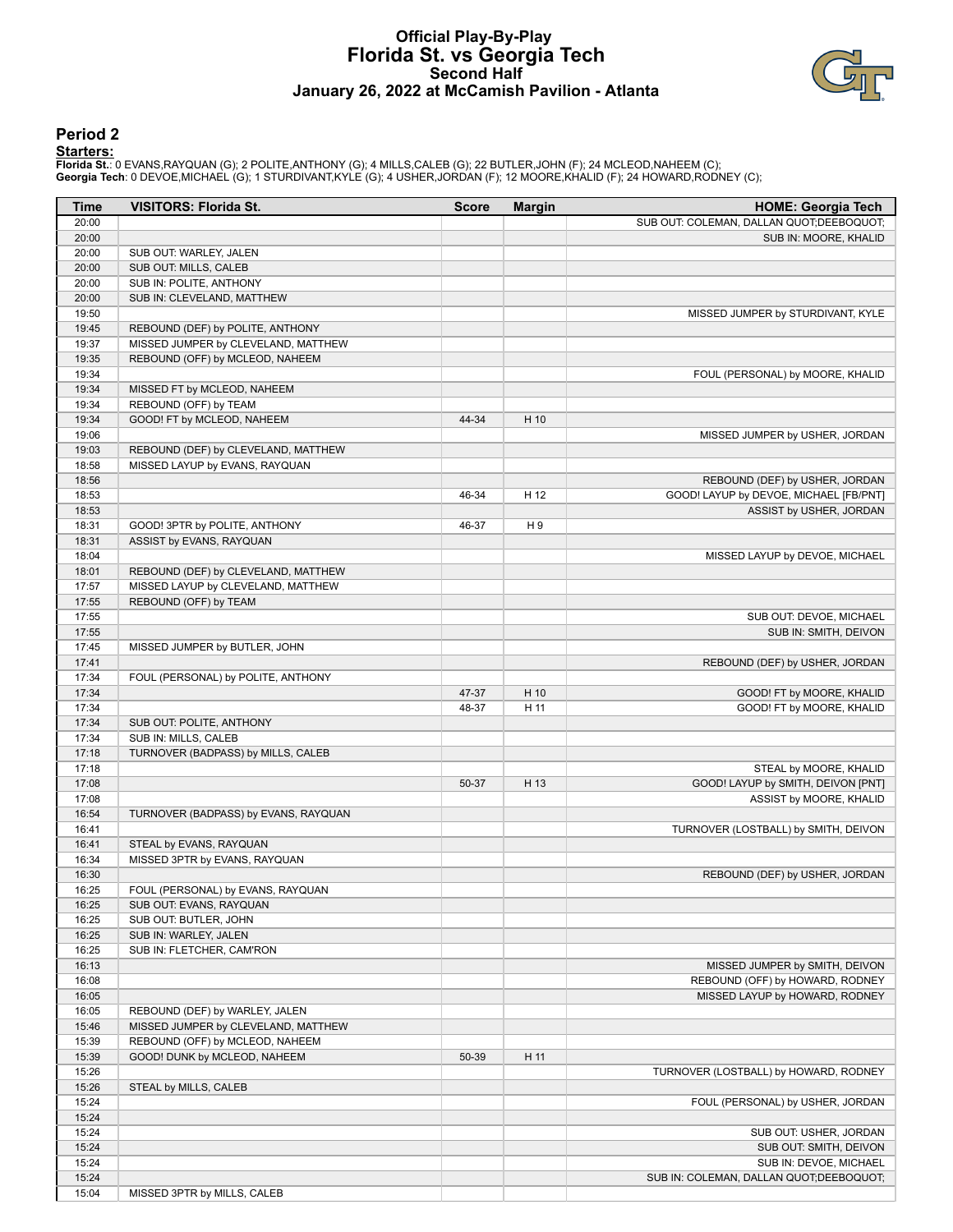# Official Play-By-Play
# Florida St. vs Georgia Tech
## Second Half
## January 26, 2022 at McCamish Pavilion - Atlanta

### Period 2

**Starters:**

**Florida St.**: 0 EVANS,RAYQUAN (G); 2 POLITE,ANTHONY (G); 4 MILLS,CALEB (G); 22 BUTLER,JOHN (F); 24 MCLEOD,NAHEEM (C);
**Georgia Tech**: 0 DEVOE,MICHAEL (G); 1 STURDIVANT,KYLE (G); 4 USHER,JORDAN (F); 12 MOORE,KHALID (F); 24 HOWARD,RODNEY (C);

| Time | VISITORS: Florida St. | Score | Margin | HOME: Georgia Tech |
|---|---|---|---|---|
| 20:00 | | | | SUB OUT: COLEMAN, DALLAN QUOT;DEEBOQUOT; |
| 20:00 | | | | SUB IN: MOORE, KHALID |
| 20:00 | SUB OUT: WARLEY, JALEN | | | |
| 20:00 | SUB OUT: MILLS, CALEB | | | |
| 20:00 | SUB IN: POLITE, ANTHONY | | | |
| 20:00 | SUB IN: CLEVELAND, MATTHEW | | | |
| 19:50 | | | | MISSED JUMPER by STURDIVANT, KYLE |
| 19:45 | REBOUND (DEF) by POLITE, ANTHONY | | | |
| 19:37 | MISSED JUMPER by CLEVELAND, MATTHEW | | | |
| 19:35 | REBOUND (OFF) by MCLEOD, NAHEEM | | | |
| 19:34 | | | | FOUL (PERSONAL) by MOORE, KHALID |
| 19:34 | MISSED FT by MCLEOD, NAHEEM | | | |
| 19:34 | REBOUND (OFF) by TEAM | | | |
| 19:34 | GOOD! FT by MCLEOD, NAHEEM | 44-34 | H 10 | |
| 19:06 | | | | MISSED JUMPER by USHER, JORDAN |
| 19:03 | REBOUND (DEF) by CLEVELAND, MATTHEW | | | |
| 18:58 | MISSED LAYUP by EVANS, RAYQUAN | | | |
| 18:56 | | | | REBOUND (DEF) by USHER, JORDAN |
| 18:53 | | 46-34 | H 12 | GOOD! LAYUP by DEVOE, MICHAEL [FB/PNT] |
| 18:53 | | | | ASSIST by USHER, JORDAN |
| 18:31 | GOOD! 3PTR by POLITE, ANTHONY | 46-37 | H 9 | |
| 18:31 | ASSIST by EVANS, RAYQUAN | | | |
| 18:04 | | | | MISSED LAYUP by DEVOE, MICHAEL |
| 18:01 | REBOUND (DEF) by CLEVELAND, MATTHEW | | | |
| 17:57 | MISSED LAYUP by CLEVELAND, MATTHEW | | | |
| 17:55 | REBOUND (OFF) by TEAM | | | |
| 17:55 | | | | SUB OUT: DEVOE, MICHAEL |
| 17:55 | | | | SUB IN: SMITH, DEIVON |
| 17:45 | MISSED JUMPER by BUTLER, JOHN | | | |
| 17:41 | | | | REBOUND (DEF) by USHER, JORDAN |
| 17:34 | FOUL (PERSONAL) by POLITE, ANTHONY | | | |
| 17:34 | | 47-37 | H 10 | GOOD! FT by MOORE, KHALID |
| 17:34 | | 48-37 | H 11 | GOOD! FT by MOORE, KHALID |
| 17:34 | SUB OUT: POLITE, ANTHONY | | | |
| 17:34 | SUB IN: MILLS, CALEB | | | |
| 17:18 | TURNOVER (BADPASS) by MILLS, CALEB | | | |
| 17:18 | | | | STEAL by MOORE, KHALID |
| 17:08 | | 50-37 | H 13 | GOOD! LAYUP by SMITH, DEIVON [PNT] |
| 17:08 | | | | ASSIST by MOORE, KHALID |
| 16:54 | TURNOVER (BADPASS) by EVANS, RAYQUAN | | | |
| 16:41 | | | | TURNOVER (LOSTBALL) by SMITH, DEIVON |
| 16:41 | STEAL by EVANS, RAYQUAN | | | |
| 16:34 | MISSED 3PTR by EVANS, RAYQUAN | | | |
| 16:30 | | | | REBOUND (DEF) by USHER, JORDAN |
| 16:25 | FOUL (PERSONAL) by EVANS, RAYQUAN | | | |
| 16:25 | SUB OUT: EVANS, RAYQUAN | | | |
| 16:25 | SUB OUT: BUTLER, JOHN | | | |
| 16:25 | SUB IN: WARLEY, JALEN | | | |
| 16:25 | SUB IN: FLETCHER, CAM'RON | | | |
| 16:13 | | | | MISSED JUMPER by SMITH, DEIVON |
| 16:08 | | | | REBOUND (OFF) by HOWARD, RODNEY |
| 16:05 | | | | MISSED LAYUP by HOWARD, RODNEY |
| 16:05 | REBOUND (DEF) by WARLEY, JALEN | | | |
| 15:46 | MISSED JUMPER by CLEVELAND, MATTHEW | | | |
| 15:39 | REBOUND (OFF) by MCLEOD, NAHEEM | | | |
| 15:39 | GOOD! DUNK by MCLEOD, NAHEEM | 50-39 | H 11 | |
| 15:26 | | | | TURNOVER (LOSTBALL) by HOWARD, RODNEY |
| 15:26 | STEAL by MILLS, CALEB | | | |
| 15:24 | | | | FOUL (PERSONAL) by USHER, JORDAN |
| 15:24 | | | | |
| 15:24 | | | | SUB OUT: USHER, JORDAN |
| 15:24 | | | | SUB OUT: SMITH, DEIVON |
| 15:24 | | | | SUB IN: DEVOE, MICHAEL |
| 15:24 | | | | SUB IN: COLEMAN, DALLAN QUOT;DEEBOQUOT; |
| 15:04 | MISSED 3PTR by MILLS, CALEB | | | |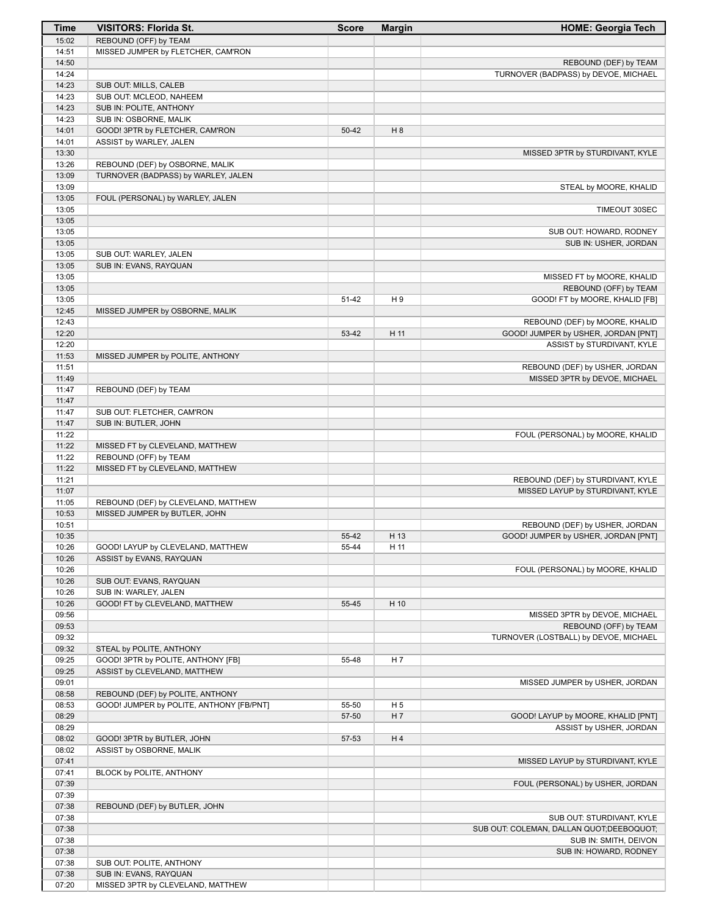| Time | VISITORS: Florida St. | Score | Margin | HOME: Georgia Tech |
|---|---|---|---|---|
| 15:02 | REBOUND (OFF) by TEAM | | | |
| 14:51 | MISSED JUMPER by FLETCHER, CAM'RON | | | |
| 14:50 | | | | REBOUND (DEF) by TEAM |
| 14:24 | | | | TURNOVER (BADPASS) by DEVOE, MICHAEL |
| 14:23 | SUB OUT: MILLS, CALEB | | | |
| 14:23 | SUB OUT: MCLEOD, NAHEEM | | | |
| 14:23 | SUB IN: POLITE, ANTHONY | | | |
| 14:23 | SUB IN: OSBORNE, MALIK | | | |
| 14:01 | GOOD! 3PTR by FLETCHER, CAM'RON | 50-42 | H 8 | |
| 14:01 | ASSIST by WARLEY, JALEN | | | |
| 13:30 | | | | MISSED 3PTR by STURDIVANT, KYLE |
| 13:26 | REBOUND (DEF) by OSBORNE, MALIK | | | |
| 13:09 | TURNOVER (BADPASS) by WARLEY, JALEN | | | |
| 13:09 | | | | STEAL by MOORE, KHALID |
| 13:05 | FOUL (PERSONAL) by WARLEY, JALEN | | | |
| 13:05 | | | | TIMEOUT 30SEC |
| 13:05 | | | | |
| 13:05 | | | | SUB OUT: HOWARD, RODNEY |
| 13:05 | | | | SUB IN: USHER, JORDAN |
| 13:05 | SUB OUT: WARLEY, JALEN | | | |
| 13:05 | SUB IN: EVANS, RAYQUAN | | | |
| 13:05 | | | | MISSED FT by MOORE, KHALID |
| 13:05 | | | | REBOUND (OFF) by TEAM |
| 13:05 | | 51-42 | H 9 | GOOD! FT by MOORE, KHALID [FB] |
| 12:45 | MISSED JUMPER by OSBORNE, MALIK | | | |
| 12:43 | | | | REBOUND (DEF) by MOORE, KHALID |
| 12:20 | | 53-42 | H 11 | GOOD! JUMPER by USHER, JORDAN [PNT] |
| 12:20 | | | | ASSIST by STURDIVANT, KYLE |
| 11:53 | MISSED JUMPER by POLITE, ANTHONY | | | |
| 11:51 | | | | REBOUND (DEF) by USHER, JORDAN |
| 11:49 | | | | MISSED 3PTR by DEVOE, MICHAEL |
| 11:47 | REBOUND (DEF) by TEAM | | | |
| 11:47 | | | | |
| 11:47 | SUB OUT: FLETCHER, CAM'RON | | | |
| 11:47 | SUB IN: BUTLER, JOHN | | | |
| 11:22 | | | | FOUL (PERSONAL) by MOORE, KHALID |
| 11:22 | MISSED FT by CLEVELAND, MATTHEW | | | |
| 11:22 | REBOUND (OFF) by TEAM | | | |
| 11:22 | MISSED FT by CLEVELAND, MATTHEW | | | |
| 11:21 | | | | REBOUND (DEF) by STURDIVANT, KYLE |
| 11:07 | | | | MISSED LAYUP by STURDIVANT, KYLE |
| 11:05 | REBOUND (DEF) by CLEVELAND, MATTHEW | | | |
| 10:53 | MISSED JUMPER by BUTLER, JOHN | | | |
| 10:51 | | | | REBOUND (DEF) by USHER, JORDAN |
| 10:35 | | 55-42 | H 13 | GOOD! JUMPER by USHER, JORDAN [PNT] |
| 10:26 | GOOD! LAYUP by CLEVELAND, MATTHEW | 55-44 | H 11 | |
| 10:26 | ASSIST by EVANS, RAYQUAN | | | |
| 10:26 | | | | FOUL (PERSONAL) by MOORE, KHALID |
| 10:26 | SUB OUT: EVANS, RAYQUAN | | | |
| 10:26 | SUB IN: WARLEY, JALEN | | | |
| 10:26 | GOOD! FT by CLEVELAND, MATTHEW | 55-45 | H 10 | |
| 09:56 | | | | MISSED 3PTR by DEVOE, MICHAEL |
| 09:53 | | | | REBOUND (OFF) by TEAM |
| 09:32 | | | | TURNOVER (LOSTBALL) by DEVOE, MICHAEL |
| 09:32 | STEAL by POLITE, ANTHONY | | | |
| 09:25 | GOOD! 3PTR by POLITE, ANTHONY [FB] | 55-48 | H 7 | |
| 09:25 | ASSIST by CLEVELAND, MATTHEW | | | |
| 09:01 | | | | MISSED JUMPER by USHER, JORDAN |
| 08:58 | REBOUND (DEF) by POLITE, ANTHONY | | | |
| 08:53 | GOOD! JUMPER by POLITE, ANTHONY [FB/PNT] | 55-50 | H 5 | |
| 08:29 | | 57-50 | H 7 | GOOD! LAYUP by MOORE, KHALID [PNT] |
| 08:29 | | | | ASSIST by USHER, JORDAN |
| 08:02 | GOOD! 3PTR by BUTLER, JOHN | 57-53 | H 4 | |
| 08:02 | ASSIST by OSBORNE, MALIK | | | |
| 07:41 | | | | MISSED LAYUP by STURDIVANT, KYLE |
| 07:41 | BLOCK by POLITE, ANTHONY | | | |
| 07:39 | | | | FOUL (PERSONAL) by USHER, JORDAN |
| 07:39 | | | | |
| 07:38 | REBOUND (DEF) by BUTLER, JOHN | | | |
| 07:38 | | | | SUB OUT: STURDIVANT, KYLE |
| 07:38 | | | | SUB OUT: COLEMAN, DALLAN QUOT;DEEBOQUOT; |
| 07:38 | | | | SUB IN: SMITH, DEIVON |
| 07:38 | | | | SUB IN: HOWARD, RODNEY |
| 07:38 | SUB OUT: POLITE, ANTHONY | | | |
| 07:38 | SUB IN: EVANS, RAYQUAN | | | |
| 07:20 | MISSED 3PTR by CLEVELAND, MATTHEW | | | |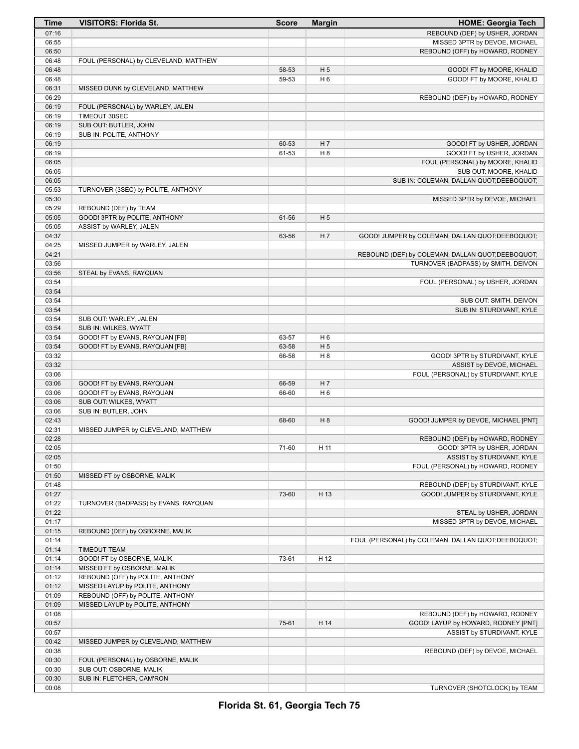| Time | VISITORS: Florida St. | Score | Margin | HOME: Georgia Tech |
|---|---|---|---|---|
| 07:16 | | | | REBOUND (DEF) by USHER, JORDAN |
| 06:55 | | | | MISSED 3PTR by DEVOE, MICHAEL |
| 06:50 | | | | REBOUND (OFF) by HOWARD, RODNEY |
| 06:48 | FOUL (PERSONAL) by CLEVELAND, MATTHEW | | | |
| 06:48 | | 58-53 | H 5 | GOOD! FT by MOORE, KHALID |
| 06:48 | | 59-53 | H 6 | GOOD! FT by MOORE, KHALID |
| 06:31 | MISSED DUNK by CLEVELAND, MATTHEW | | | |
| 06:29 | | | | REBOUND (DEF) by HOWARD, RODNEY |
| 06:19 | FOUL (PERSONAL) by WARLEY, JALEN | | | |
| 06:19 | TIMEOUT 30SEC | | | |
| 06:19 | SUB OUT: BUTLER, JOHN | | | |
| 06:19 | SUB IN: POLITE, ANTHONY | | | |
| 06:19 | | 60-53 | H 7 | GOOD! FT by USHER, JORDAN |
| 06:19 | | 61-53 | H 8 | GOOD! FT by USHER, JORDAN |
| 06:05 | | | | FOUL (PERSONAL) by MOORE, KHALID |
| 06:05 | | | | SUB OUT: MOORE, KHALID |
| 06:05 | | | | SUB IN: COLEMAN, DALLAN QUOT;DEEBOQUOT; |
| 05:53 | TURNOVER (3SEC) by POLITE, ANTHONY | | | |
| 05:30 | | | | MISSED 3PTR by DEVOE, MICHAEL |
| 05:29 | REBOUND (DEF) by TEAM | | | |
| 05:05 | GOOD! 3PTR by POLITE, ANTHONY | 61-56 | H 5 | |
| 05:05 | ASSIST by WARLEY, JALEN | | | |
| 04:37 | | 63-56 | H 7 | GOOD! JUMPER by COLEMAN, DALLAN QUOT;DEEBOQUOT; |
| 04:25 | MISSED JUMPER by WARLEY, JALEN | | | |
| 04:21 | | | | REBOUND (DEF) by COLEMAN, DALLAN QUOT;DEEBOQUOT; |
| 03:56 | | | | TURNOVER (BADPASS) by SMITH, DEIVON |
| 03:56 | STEAL by EVANS, RAYQUAN | | | |
| 03:54 | | | | FOUL (PERSONAL) by USHER, JORDAN |
| 03:54 | | | | |
| 03:54 | | | | SUB OUT: SMITH, DEIVON |
| 03:54 | | | | SUB IN: STURDIVANT, KYLE |
| 03:54 | SUB OUT: WARLEY, JALEN | | | |
| 03:54 | SUB IN: WILKES, WYATT | | | |
| 03:54 | GOOD! FT by EVANS, RAYQUAN [FB] | 63-57 | H 6 | |
| 03:54 | GOOD! FT by EVANS, RAYQUAN [FB] | 63-58 | H 5 | |
| 03:32 | | 66-58 | H 8 | GOOD! 3PTR by STURDIVANT, KYLE |
| 03:32 | | | | ASSIST by DEVOE, MICHAEL |
| 03:06 | | | | FOUL (PERSONAL) by STURDIVANT, KYLE |
| 03:06 | GOOD! FT by EVANS, RAYQUAN | 66-59 | H 7 | |
| 03:06 | GOOD! FT by EVANS, RAYQUAN | 66-60 | H 6 | |
| 03:06 | SUB OUT: WILKES, WYATT | | | |
| 03:06 | SUB IN: BUTLER, JOHN | | | |
| 02:43 | | 68-60 | H 8 | GOOD! JUMPER by DEVOE, MICHAEL [PNT] |
| 02:31 | MISSED JUMPER by CLEVELAND, MATTHEW | | | |
| 02:28 | | | | REBOUND (DEF) by HOWARD, RODNEY |
| 02:05 | | 71-60 | H 11 | GOOD! 3PTR by USHER, JORDAN |
| 02:05 | | | | ASSIST by STURDIVANT, KYLE |
| 01:50 | | | | FOUL (PERSONAL) by HOWARD, RODNEY |
| 01:50 | MISSED FT by OSBORNE, MALIK | | | |
| 01:48 | | | | REBOUND (DEF) by STURDIVANT, KYLE |
| 01:27 | | 73-60 | H 13 | GOOD! JUMPER by STURDIVANT, KYLE |
| 01:22 | TURNOVER (BADPASS) by EVANS, RAYQUAN | | | |
| 01:22 | | | | STEAL by USHER, JORDAN |
| 01:17 | | | | MISSED 3PTR by DEVOE, MICHAEL |
| 01:15 | REBOUND (DEF) by OSBORNE, MALIK | | | |
| 01:14 | | | | FOUL (PERSONAL) by COLEMAN, DALLAN QUOT;DEEBOQUOT; |
| 01:14 | TIMEOUT TEAM | | | |
| 01:14 | GOOD! FT by OSBORNE, MALIK | 73-61 | H 12 | |
| 01:14 | MISSED FT by OSBORNE, MALIK | | | |
| 01:12 | REBOUND (OFF) by POLITE, ANTHONY | | | |
| 01:12 | MISSED LAYUP by POLITE, ANTHONY | | | |
| 01:09 | REBOUND (OFF) by POLITE, ANTHONY | | | |
| 01:09 | MISSED LAYUP by POLITE, ANTHONY | | | |
| 01:08 | | | | REBOUND (DEF) by HOWARD, RODNEY |
| 00:57 | | 75-61 | H 14 | GOOD! LAYUP by HOWARD, RODNEY [PNT] |
| 00:57 | | | | ASSIST by STURDIVANT, KYLE |
| 00:42 | MISSED JUMPER by CLEVELAND, MATTHEW | | | |
| 00:38 | | | | REBOUND (DEF) by DEVOE, MICHAEL |
| 00:30 | FOUL (PERSONAL) by OSBORNE, MALIK | | | |
| 00:30 | SUB OUT: OSBORNE, MALIK | | | |
| 00:30 | SUB IN: FLETCHER, CAM'RON | | | |
| 00:08 | | | | TURNOVER (SHOTCLOCK) by TEAM |

**Florida St. 61, Georgia Tech 75**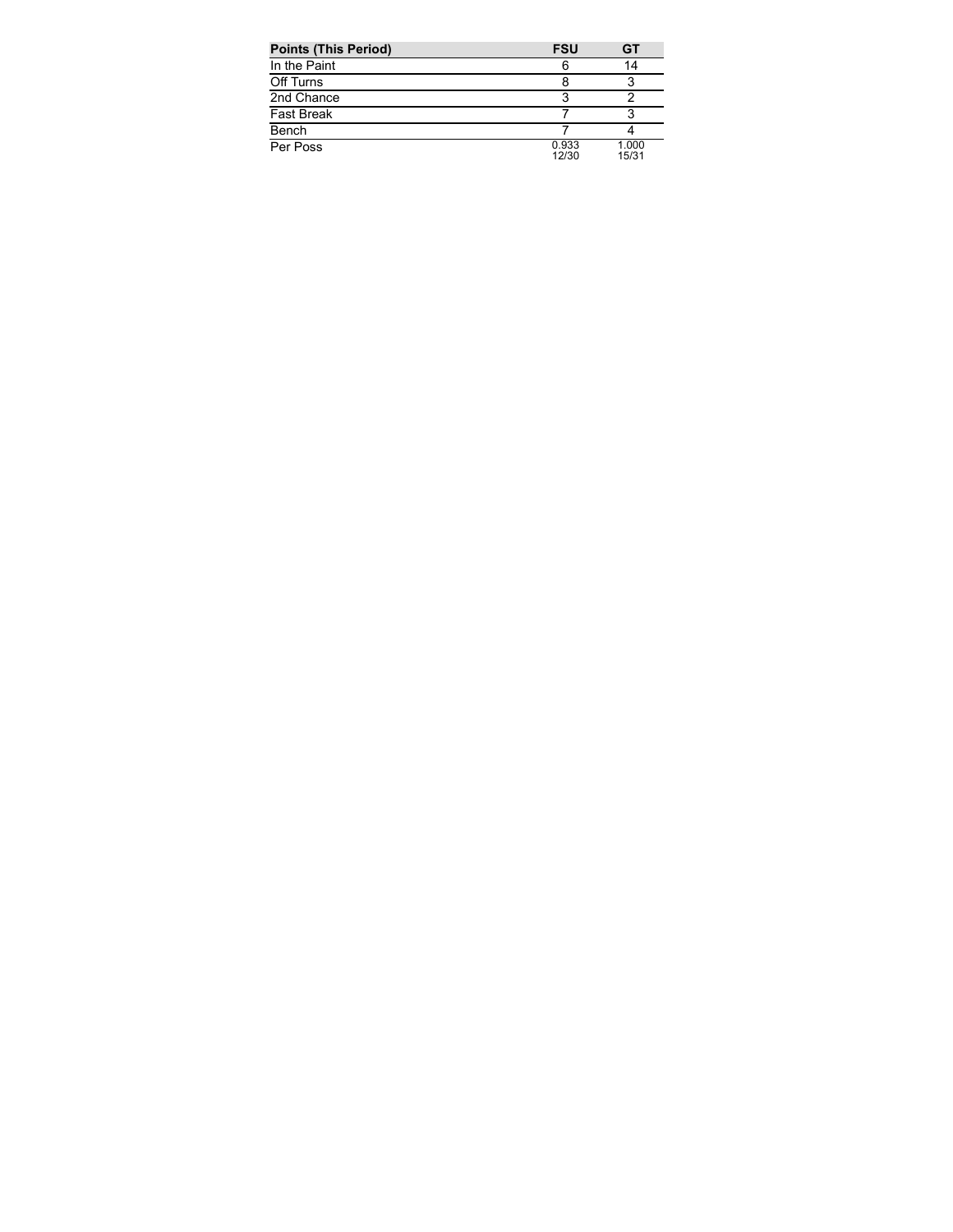| Points (This Period) | FSU | GT |
| --- | --- | --- |
| In the Paint | 6 | 14 |
| Off Turns | 8 | 3 |
| 2nd Chance | 3 | 2 |
| Fast Break | 7 | 3 |
| Bench | 7 | 4 |
| Per Poss | 0.933 12/30 | 1.000 15/31 |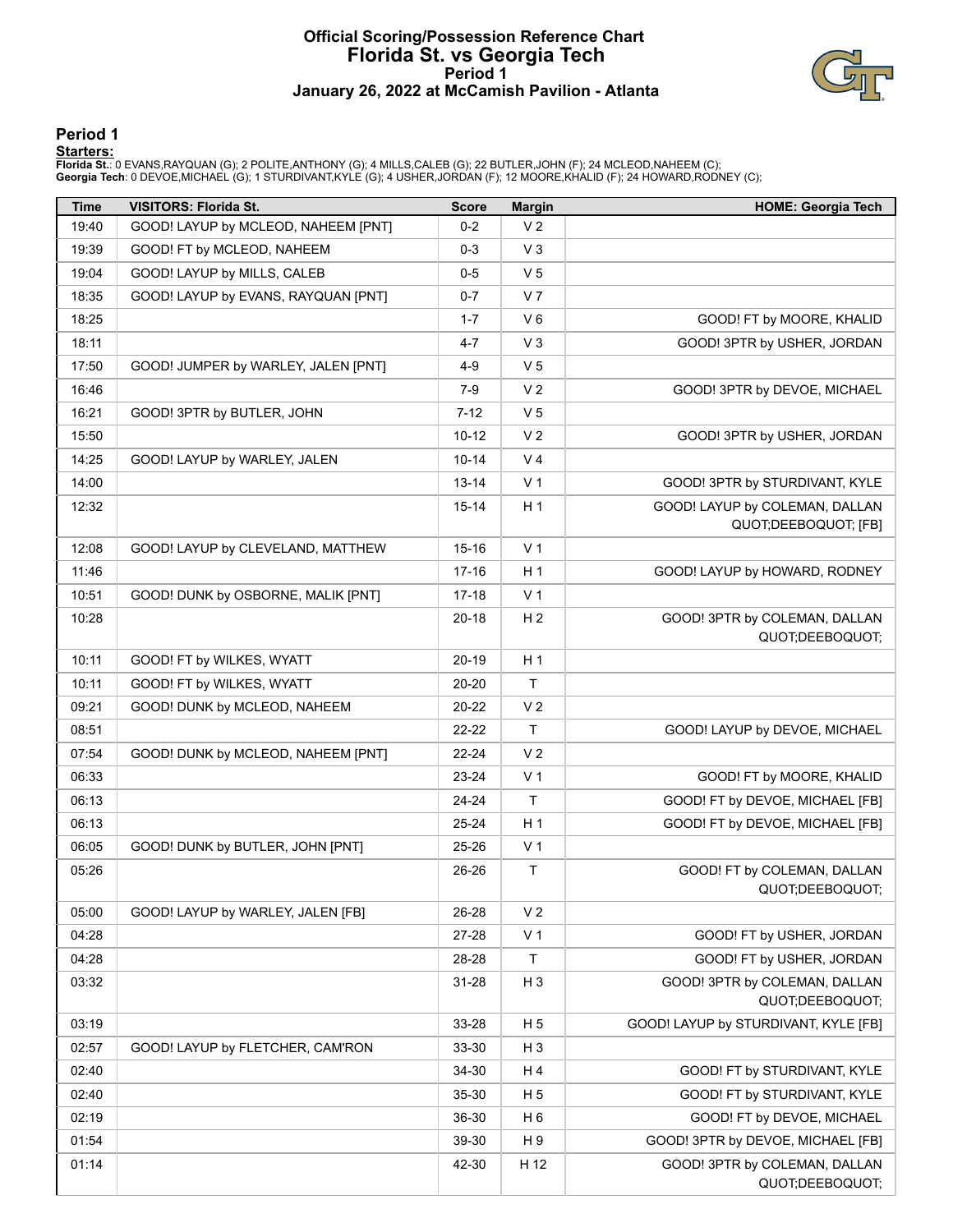# Official Scoring/Possession Reference Chart
## Florida St. vs Georgia Tech
### Period 1
### January 26, 2022 at McCamish Pavilion - Atlanta

## Period 1

**Starters:**

**Florida St.**: 0 EVANS,RAYQUAN (G); 2 POLITE,ANTHONY (G); 4 MILLS,CALEB (G); 22 BUTLER,JOHN (F); 24 MCLEOD,NAHEEM (C);
**Georgia Tech**: 0 DEVOE,MICHAEL (G); 1 STURDIVANT,KYLE (G); 4 USHER,JORDAN (F); 12 MOORE,KHALID (F); 24 HOWARD,RODNEY (C);

| Time | VISITORS: Florida St. | Score | Margin | HOME: Georgia Tech |
|---|---|---|---|---|
| 19:40 | GOOD! LAYUP by MCLEOD, NAHEEM [PNT] | 0-2 | V 2 | |
| 19:39 | GOOD! FT by MCLEOD, NAHEEM | 0-3 | V 3 | |
| 19:04 | GOOD! LAYUP by MILLS, CALEB | 0-5 | V 5 | |
| 18:35 | GOOD! LAYUP by EVANS, RAYQUAN [PNT] | 0-7 | V 7 | |
| 18:25 | | 1-7 | V 6 | GOOD! FT by MOORE, KHALID |
| 18:11 | | 4-7 | V 3 | GOOD! 3PTR by USHER, JORDAN |
| 17:50 | GOOD! JUMPER by WARLEY, JALEN [PNT] | 4-9 | V 5 | |
| 16:46 | | 7-9 | V 2 | GOOD! 3PTR by DEVOE, MICHAEL |
| 16:21 | GOOD! 3PTR by BUTLER, JOHN | 7-12 | V 5 | |
| 15:50 | | 10-12 | V 2 | GOOD! 3PTR by USHER, JORDAN |
| 14:25 | GOOD! LAYUP by WARLEY, JALEN | 10-14 | V 4 | |
| 14:00 | | 13-14 | V 1 | GOOD! 3PTR by STURDIVANT, KYLE |
| 12:32 | | 15-14 | H 1 | GOOD! LAYUP by COLEMAN, DALLAN QUOT;DEEBOQUOT; [FB] |
| 12:08 | GOOD! LAYUP by CLEVELAND, MATTHEW | 15-16 | V 1 | |
| 11:46 | | 17-16 | H 1 | GOOD! LAYUP by HOWARD, RODNEY |
| 10:51 | GOOD! DUNK by OSBORNE, MALIK [PNT] | 17-18 | V 1 | |
| 10:28 | | 20-18 | H 2 | GOOD! 3PTR by COLEMAN, DALLAN QUOT;DEEBOQUOT; |
| 10:11 | GOOD! FT by WILKES, WYATT | 20-19 | H 1 | |
| 10:11 | GOOD! FT by WILKES, WYATT | 20-20 | T | |
| 09:21 | GOOD! DUNK by MCLEOD, NAHEEM | 20-22 | V 2 | |
| 08:51 | | 22-22 | T | GOOD! LAYUP by DEVOE, MICHAEL |
| 07:54 | GOOD! DUNK by MCLEOD, NAHEEM [PNT] | 22-24 | V 2 | |
| 06:33 | | 23-24 | V 1 | GOOD! FT by MOORE, KHALID |
| 06:13 | | 24-24 | T | GOOD! FT by DEVOE, MICHAEL [FB] |
| 06:13 | | 25-24 | H 1 | GOOD! FT by DEVOE, MICHAEL [FB] |
| 06:05 | GOOD! DUNK by BUTLER, JOHN [PNT] | 25-26 | V 1 | |
| 05:26 | | 26-26 | T | GOOD! FT by COLEMAN, DALLAN QUOT;DEEBOQUOT; |
| 05:00 | GOOD! LAYUP by WARLEY, JALEN [FB] | 26-28 | V 2 | |
| 04:28 | | 27-28 | V 1 | GOOD! FT by USHER, JORDAN |
| 04:28 | | 28-28 | T | GOOD! FT by USHER, JORDAN |
| 03:32 | | 31-28 | H 3 | GOOD! 3PTR by COLEMAN, DALLAN QUOT;DEEBOQUOT; |
| 03:19 | | 33-28 | H 5 | GOOD! LAYUP by STURDIVANT, KYLE [FB] |
| 02:57 | GOOD! LAYUP by FLETCHER, CAM'RON | 33-30 | H 3 | |
| 02:40 | | 34-30 | H 4 | GOOD! FT by STURDIVANT, KYLE |
| 02:40 | | 35-30 | H 5 | GOOD! FT by STURDIVANT, KYLE |
| 02:19 | | 36-30 | H 6 | GOOD! FT by DEVOE, MICHAEL |
| 01:54 | | 39-30 | H 9 | GOOD! 3PTR by DEVOE, MICHAEL [FB] |
| 01:14 | | 42-30 | H 12 | GOOD! 3PTR by COLEMAN, DALLAN QUOT;DEEBOQUOT; |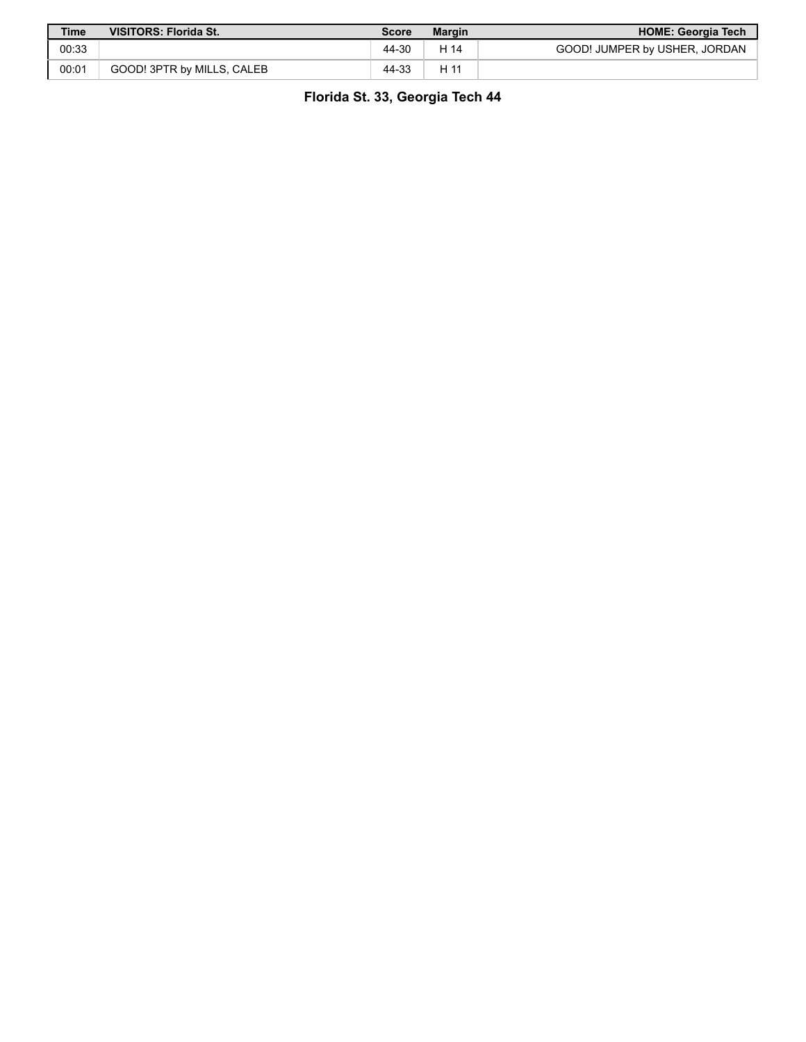| Time | VISITORS: Florida St. | Score | Margin | HOME: Georgia Tech |
|---|---|---|---|---|
| 00:33 | | 44-30 | H 14 | GOOD! JUMPER by USHER, JORDAN |
| 00:01 | GOOD! 3PTR by MILLS, CALEB | 44-33 | H 11 | |

**Florida St. 33, Georgia Tech 44**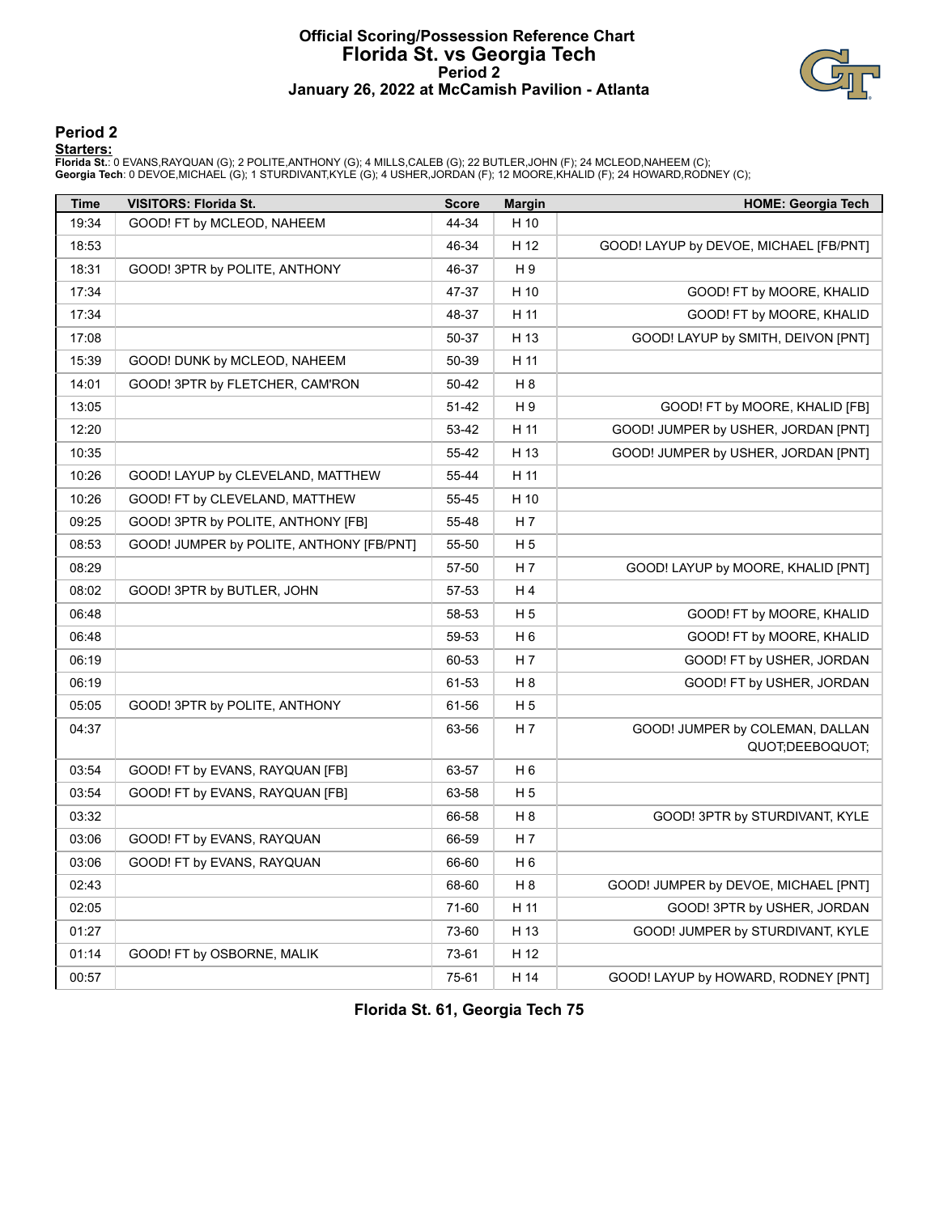# Official Scoring/Possession Reference Chart
# Florida St. vs Georgia Tech
## Period 2
## January 26, 2022 at McCamish Pavilion - Atlanta

### Period 2

**Starters:**

**Florida St.**: 0 EVANS,RAYQUAN (G); 2 POLITE,ANTHONY (G); 4 MILLS,CALEB (G); 22 BUTLER,JOHN (F); 24 MCLEOD,NAHEEM (C);
**Georgia Tech**: 0 DEVOE,MICHAEL (G); 1 STURDIVANT,KYLE (G); 4 USHER,JORDAN (F); 12 MOORE,KHALID (F); 24 HOWARD,RODNEY (C);

| Time | VISITORS: Florida St. | Score | Margin | HOME: Georgia Tech |
|---|---|---|---|---|
| 19:34 | GOOD! FT by MCLEOD, NAHEEM | 44-34 | H 10 | |
| 18:53 | | 46-34 | H 12 | GOOD! LAYUP by DEVOE, MICHAEL [FB/PNT] |
| 18:31 | GOOD! 3PTR by POLITE, ANTHONY | 46-37 | H 9 | |
| 17:34 | | 47-37 | H 10 | GOOD! FT by MOORE, KHALID |
| 17:34 | | 48-37 | H 11 | GOOD! FT by MOORE, KHALID |
| 17:08 | | 50-37 | H 13 | GOOD! LAYUP by SMITH, DEIVON [PNT] |
| 15:39 | GOOD! DUNK by MCLEOD, NAHEEM | 50-39 | H 11 | |
| 14:01 | GOOD! 3PTR by FLETCHER, CAM'RON | 50-42 | H 8 | |
| 13:05 | | 51-42 | H 9 | GOOD! FT by MOORE, KHALID [FB] |
| 12:20 | | 53-42 | H 11 | GOOD! JUMPER by USHER, JORDAN [PNT] |
| 10:35 | | 55-42 | H 13 | GOOD! JUMPER by USHER, JORDAN [PNT] |
| 10:26 | GOOD! LAYUP by CLEVELAND, MATTHEW | 55-44 | H 11 | |
| 10:26 | GOOD! FT by CLEVELAND, MATTHEW | 55-45 | H 10 | |
| 09:25 | GOOD! 3PTR by POLITE, ANTHONY [FB] | 55-48 | H 7 | |
| 08:53 | GOOD! JUMPER by POLITE, ANTHONY [FB/PNT] | 55-50 | H 5 | |
| 08:29 | | 57-50 | H 7 | GOOD! LAYUP by MOORE, KHALID [PNT] |
| 08:02 | GOOD! 3PTR by BUTLER, JOHN | 57-53 | H 4 | |
| 06:48 | | 58-53 | H 5 | GOOD! FT by MOORE, KHALID |
| 06:48 | | 59-53 | H 6 | GOOD! FT by MOORE, KHALID |
| 06:19 | | 60-53 | H 7 | GOOD! FT by USHER, JORDAN |
| 06:19 | | 61-53 | H 8 | GOOD! FT by USHER, JORDAN |
| 05:05 | GOOD! 3PTR by POLITE, ANTHONY | 61-56 | H 5 | |
| 04:37 | | 63-56 | H 7 | GOOD! JUMPER by COLEMAN, DALLAN QUOT;DEEBOQUOT; |
| 03:54 | GOOD! FT by EVANS, RAYQUAN [FB] | 63-57 | H 6 | |
| 03:54 | GOOD! FT by EVANS, RAYQUAN [FB] | 63-58 | H 5 | |
| 03:32 | | 66-58 | H 8 | GOOD! 3PTR by STURDIVANT, KYLE |
| 03:06 | GOOD! FT by EVANS, RAYQUAN | 66-59 | H 7 | |
| 03:06 | GOOD! FT by EVANS, RAYQUAN | 66-60 | H 6 | |
| 02:43 | | 68-60 | H 8 | GOOD! JUMPER by DEVOE, MICHAEL [PNT] |
| 02:05 | | 71-60 | H 11 | GOOD! 3PTR by USHER, JORDAN |
| 01:27 | | 73-60 | H 13 | GOOD! JUMPER by STURDIVANT, KYLE |
| 01:14 | GOOD! FT by OSBORNE, MALIK | 73-61 | H 12 | |
| 00:57 | | 75-61 | H 14 | GOOD! LAYUP by HOWARD, RODNEY [PNT] |

**Florida St. 61, Georgia Tech 75**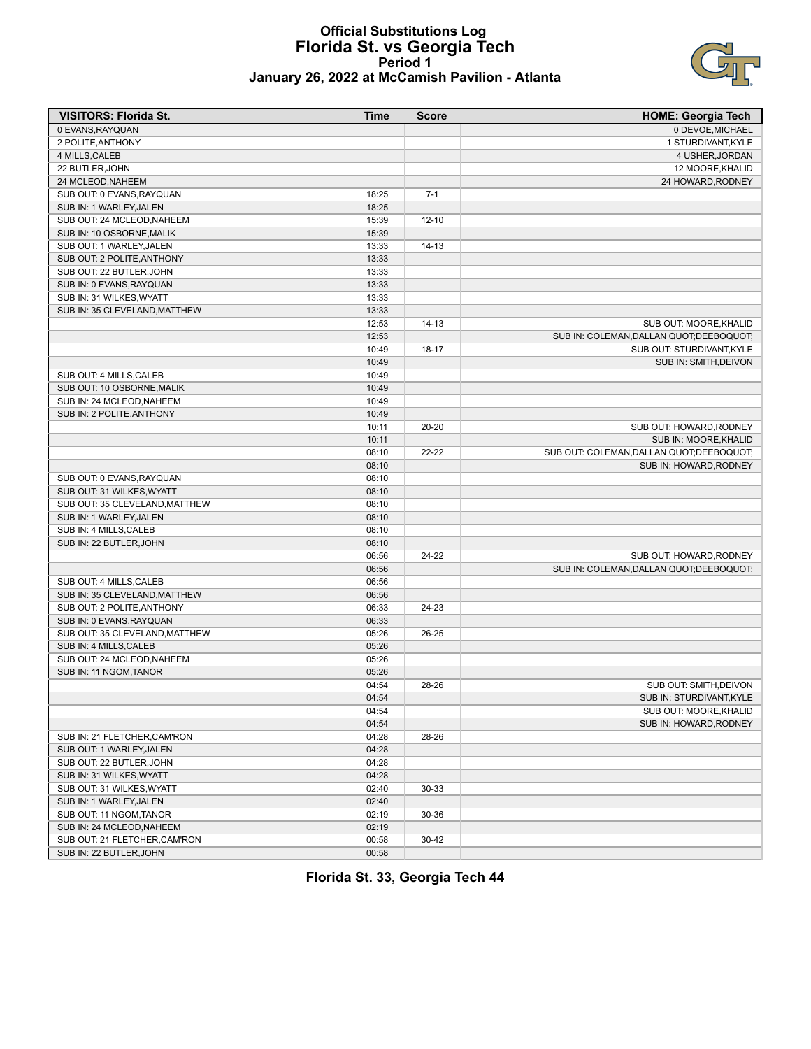# Official Substitutions Log
## Florida St. vs Georgia Tech
### Period 1
### January 26, 2022 at McCamish Pavilion - Atlanta

| VISITORS: Florida St. | Time | Score | HOME: Georgia Tech |
|---|---|---|---|
| 0 EVANS,RAYQUAN | | | 0 DEVOE,MICHAEL |
| 2 POLITE,ANTHONY | | | 1 STURDIVANT,KYLE |
| 4 MILLS,CALEB | | | 4 USHER,JORDAN |
| 22 BUTLER,JOHN | | | 12 MOORE,KHALID |
| 24 MCLEOD,NAHEEM | | | 24 HOWARD,RODNEY |
| SUB OUT: 0 EVANS,RAYQUAN | 18:25 | 7-1 | |
| SUB IN: 1 WARLEY,JALEN | 18:25 | | |
| SUB OUT: 24 MCLEOD,NAHEEM | 15:39 | 12-10 | |
| SUB IN: 10 OSBORNE,MALIK | 15:39 | | |
| SUB OUT: 1 WARLEY,JALEN | 13:33 | 14-13 | |
| SUB OUT: 2 POLITE,ANTHONY | 13:33 | | |
| SUB OUT: 22 BUTLER,JOHN | 13:33 | | |
| SUB IN: 0 EVANS,RAYQUAN | 13:33 | | |
| SUB IN: 31 WILKES,WYATT | 13:33 | | |
| SUB IN: 35 CLEVELAND,MATTHEW | 13:33 | | |
| | 12:53 | 14-13 | SUB OUT: MOORE,KHALID |
| | 12:53 | | SUB IN: COLEMAN,DALLAN QUOT;DEEBOQUOT; |
| | 10:49 | 18-17 | SUB OUT: STURDIVANT,KYLE |
| | 10:49 | | SUB IN: SMITH,DEIVON |
| SUB OUT: 4 MILLS,CALEB | 10:49 | | |
| SUB OUT: 10 OSBORNE,MALIK | 10:49 | | |
| SUB IN: 24 MCLEOD,NAHEEM | 10:49 | | |
| SUB IN: 2 POLITE,ANTHONY | 10:49 | | |
| | 10:11 | 20-20 | SUB OUT: HOWARD,RODNEY |
| | 10:11 | | SUB IN: MOORE,KHALID |
| | 08:10 | 22-22 | SUB OUT: COLEMAN,DALLAN QUOT;DEEBOQUOT; |
| | 08:10 | | SUB IN: HOWARD,RODNEY |
| SUB OUT: 0 EVANS,RAYQUAN | 08:10 | | |
| SUB OUT: 31 WILKES,WYATT | 08:10 | | |
| SUB OUT: 35 CLEVELAND,MATTHEW | 08:10 | | |
| SUB IN: 1 WARLEY,JALEN | 08:10 | | |
| SUB IN: 4 MILLS,CALEB | 08:10 | | |
| SUB IN: 22 BUTLER,JOHN | 08:10 | | |
| | 06:56 | 24-22 | SUB OUT: HOWARD,RODNEY |
| | 06:56 | | SUB IN: COLEMAN,DALLAN QUOT;DEEBOQUOT; |
| SUB OUT: 4 MILLS,CALEB | 06:56 | | |
| SUB IN: 35 CLEVELAND,MATTHEW | 06:56 | | |
| SUB OUT: 2 POLITE,ANTHONY | 06:33 | 24-23 | |
| SUB IN: 0 EVANS,RAYQUAN | 06:33 | | |
| SUB OUT: 35 CLEVELAND,MATTHEW | 05:26 | 26-25 | |
| SUB IN: 4 MILLS,CALEB | 05:26 | | |
| SUB OUT: 24 MCLEOD,NAHEEM | 05:26 | | |
| SUB IN: 11 NGOM,TANOR | 05:26 | | |
| | 04:54 | 28-26 | SUB OUT: SMITH,DEIVON |
| | 04:54 | | SUB IN: STURDIVANT,KYLE |
| | 04:54 | | SUB OUT: MOORE,KHALID |
| | 04:54 | | SUB IN: HOWARD,RODNEY |
| SUB IN: 21 FLETCHER,CAM'RON | 04:28 | 28-26 | |
| SUB OUT: 1 WARLEY,JALEN | 04:28 | | |
| SUB OUT: 22 BUTLER,JOHN | 04:28 | | |
| SUB IN: 31 WILKES,WYATT | 04:28 | | |
| SUB OUT: 31 WILKES,WYATT | 02:40 | 30-33 | |
| SUB IN: 1 WARLEY,JALEN | 02:40 | | |
| SUB OUT: 11 NGOM,TANOR | 02:19 | 30-36 | |
| SUB IN: 24 MCLEOD,NAHEEM | 02:19 | | |
| SUB OUT: 21 FLETCHER,CAM'RON | 00:58 | 30-42 | |
| SUB IN: 22 BUTLER,JOHN | 00:58 | | |

**Florida St. 33, Georgia Tech 44**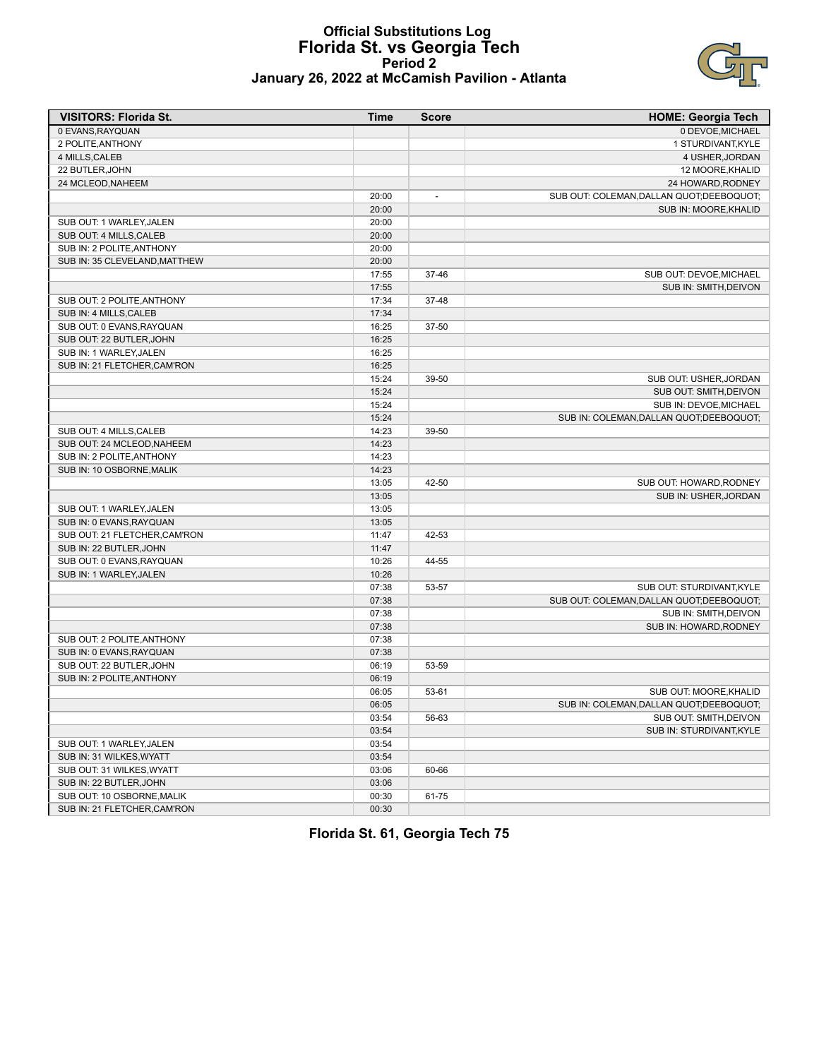# Official Substitutions Log
## Florida St. vs Georgia Tech
### Period 2
### January 26, 2022 at McCamish Pavilion - Atlanta

| VISITORS: Florida St. | Time | Score | HOME: Georgia Tech |
|---|---|---|---|
| 0 EVANS,RAYQUAN | | | 0 DEVOE,MICHAEL |
| 2 POLITE,ANTHONY | | | 1 STURDIVANT,KYLE |
| 4 MILLS,CALEB | | | 4 USHER,JORDAN |
| 22 BUTLER,JOHN | | | 12 MOORE,KHALID |
| 24 MCLEOD,NAHEEM | | | 24 HOWARD,RODNEY |
| | 20:00 | - | SUB OUT: COLEMAN,DALLAN QUOT;DEEBOQUOT; |
| | 20:00 | | SUB IN: MOORE,KHALID |
| SUB OUT: 1 WARLEY,JALEN | 20:00 | | |
| SUB OUT: 4 MILLS,CALEB | 20:00 | | |
| SUB IN: 2 POLITE,ANTHONY | 20:00 | | |
| SUB IN: 35 CLEVELAND,MATTHEW | 20:00 | | |
| | 17:55 | 37-46 | SUB OUT: DEVOE,MICHAEL |
| | 17:55 | | SUB IN: SMITH,DEIVON |
| SUB OUT: 2 POLITE,ANTHONY | 17:34 | 37-48 | |
| SUB IN: 4 MILLS,CALEB | 17:34 | | |
| SUB OUT: 0 EVANS,RAYQUAN | 16:25 | 37-50 | |
| SUB OUT: 22 BUTLER,JOHN | 16:25 | | |
| SUB IN: 1 WARLEY,JALEN | 16:25 | | |
| SUB IN: 21 FLETCHER,CAM'RON | 16:25 | | |
| | 15:24 | 39-50 | SUB OUT: USHER,JORDAN |
| | 15:24 | | SUB OUT: SMITH,DEIVON |
| | 15:24 | | SUB IN: DEVOE,MICHAEL |
| | 15:24 | | SUB IN: COLEMAN,DALLAN QUOT;DEEBOQUOT; |
| SUB OUT: 4 MILLS,CALEB | 14:23 | 39-50 | |
| SUB OUT: 24 MCLEOD,NAHEEM | 14:23 | | |
| SUB IN: 2 POLITE,ANTHONY | 14:23 | | |
| SUB IN: 10 OSBORNE,MALIK | 14:23 | | |
| | 13:05 | 42-50 | SUB OUT: HOWARD,RODNEY |
| | 13:05 | | SUB IN: USHER,JORDAN |
| SUB OUT: 1 WARLEY,JALEN | 13:05 | | |
| SUB IN: 0 EVANS,RAYQUAN | 13:05 | | |
| SUB OUT: 21 FLETCHER,CAM'RON | 11:47 | 42-53 | |
| SUB IN: 22 BUTLER,JOHN | 11:47 | | |
| SUB OUT: 0 EVANS,RAYQUAN | 10:26 | 44-55 | |
| SUB IN: 1 WARLEY,JALEN | 10:26 | | |
| | 07:38 | 53-57 | SUB OUT: STURDIVANT,KYLE |
| | 07:38 | | SUB OUT: COLEMAN,DALLAN QUOT;DEEBOQUOT; |
| | 07:38 | | SUB IN: SMITH,DEIVON |
| | 07:38 | | SUB IN: HOWARD,RODNEY |
| SUB OUT: 2 POLITE,ANTHONY | 07:38 | | |
| SUB IN: 0 EVANS,RAYQUAN | 07:38 | | |
| SUB OUT: 22 BUTLER,JOHN | 06:19 | 53-59 | |
| SUB IN: 2 POLITE,ANTHONY | 06:19 | | |
| | 06:05 | 53-61 | SUB OUT: MOORE,KHALID |
| | 06:05 | | SUB IN: COLEMAN,DALLAN QUOT;DEEBOQUOT; |
| | 03:54 | 56-63 | SUB OUT: SMITH,DEIVON |
| | 03:54 | | SUB IN: STURDIVANT,KYLE |
| SUB OUT: 1 WARLEY,JALEN | 03:54 | | |
| SUB IN: 31 WILKES,WYATT | 03:54 | | |
| SUB OUT: 31 WILKES,WYATT | 03:06 | 60-66 | |
| SUB IN: 22 BUTLER,JOHN | 03:06 | | |
| SUB OUT: 10 OSBORNE,MALIK | 00:30 | 61-75 | |
| SUB IN: 21 FLETCHER,CAM'RON | 00:30 | | |

**Florida St. 61, Georgia Tech 75**